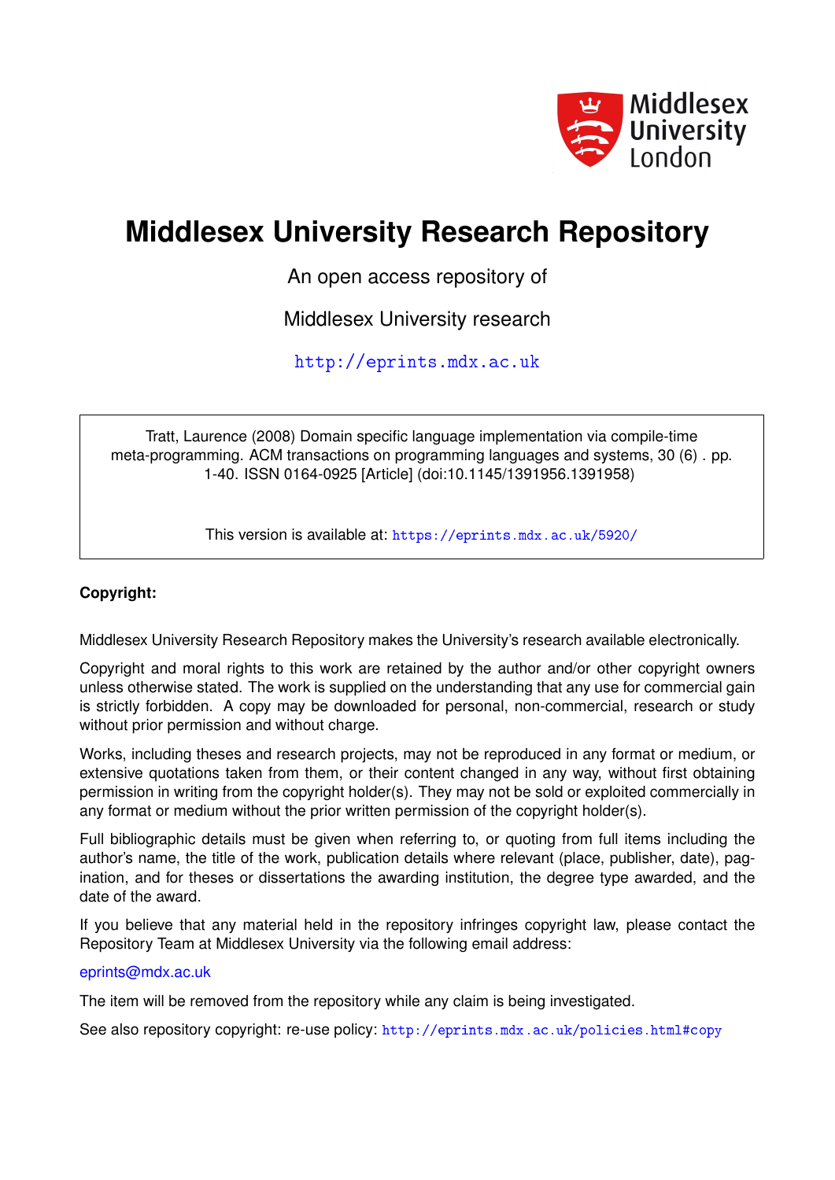# Middlesex University Research Repository

An open access repository of

Middlesex University research

http://eprints.mdx.ac.uk

Tratt, Laurence (2008) Domain specific language implementation via compile-time meta-programming. ACM transactions on programming languages and systems, 30 (6) . pp. 1-40. ISSN 0164-0925 [Article] (doi:10.1145/1391956.1391958)

This version is available at: https://eprints.mdx.ac.uk/5920/

**Copyright:**

Middlesex University Research Repository makes the University's research available electronically.

Copyright and moral rights to this work are retained by the author and/or other copyright owners unless otherwise stated. The work is supplied on the understanding that any use for commercial gain is strictly forbidden. A copy may be downloaded for personal, non-commercial, research or study without prior permission and without charge.

Works, including theses and research projects, may not be reproduced in any format or medium, or extensive quotations taken from them, or their content changed in any way, without first obtaining permission in writing from the copyright holder(s). They may not be sold or exploited commercially in any format or medium without the prior written permission of the copyright holder(s).

Full bibliographic details must be given when referring to, or quoting from full items including the author's name, the title of the work, publication details where relevant (place, publisher, date), pagination, and for theses or dissertations the awarding institution, the degree type awarded, and the date of the award.

If you believe that any material held in the repository infringes copyright law, please contact the Repository Team at Middlesex University via the following email address:

eprints@mdx.ac.uk

The item will be removed from the repository while any claim is being investigated.

See also repository copyright: re-use policy: http://eprints.mdx.ac.uk/policies.html#copy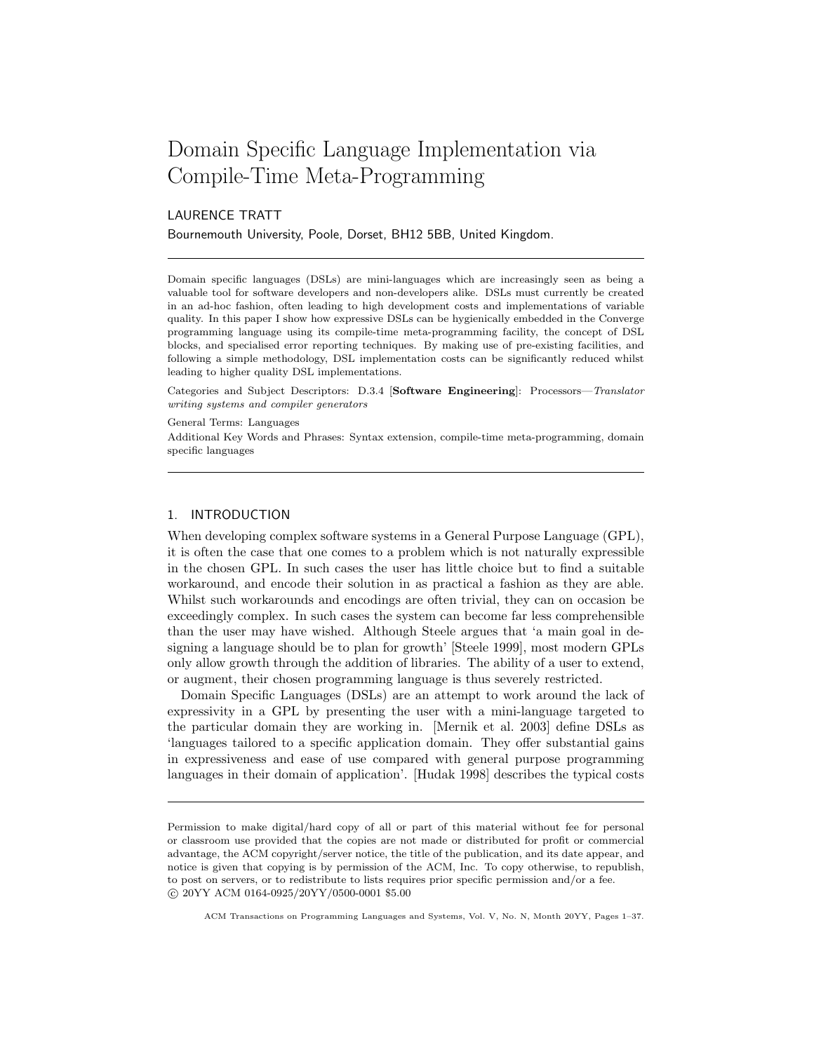# Domain Specific Language Implementation via Compile-Time Meta-Programming

LAURENCE TRATT

Bournemouth University, Poole, Dorset, BH12 5BB, United Kingdom.

---

Domain specific languages (DSLs) are mini-languages which are increasingly seen as being a valuable tool for software developers and non-developers alike. DSLs must currently be created in an ad-hoc fashion, often leading to high development costs and implementations of variable quality. In this paper I show how expressive DSLs can be hygienically embedded in the Converge programming language using its compile-time meta-programming facility, the concept of DSL blocks, and specialised error reporting techniques. By making use of pre-existing facilities, and following a simple methodology, DSL implementation costs can be significantly reduced whilst leading to higher quality DSL implementations.

Categories and Subject Descriptors: D.3.4 [**Software Engineering**]: Processors—*Translator writing systems and compiler generators*

General Terms: Languages

Additional Key Words and Phrases: Syntax extension, compile-time meta-programming, domain specific languages

---

## 1. INTRODUCTION

When developing complex software systems in a General Purpose Language (GPL), it is often the case that one comes to a problem which is not naturally expressible in the chosen GPL. In such cases the user has little choice but to find a suitable workaround, and encode their solution in as practical a fashion as they are able. Whilst such workarounds and encodings are often trivial, they can on occasion be exceedingly complex. In such cases the system can become far less comprehensible than the user may have wished. Although Steele argues that 'a main goal in designing a language should be to plan for growth' [Steele 1999], most modern GPLs only allow growth through the addition of libraries. The ability of a user to extend, or augment, their chosen programming language is thus severely restricted.

Domain Specific Languages (DSLs) are an attempt to work around the lack of expressivity in a GPL by presenting the user with a mini-language targeted to the particular domain they are working in. [Mernik et al. 2003] define DSLs as 'languages tailored to a specific application domain. They offer substantial gains in expressiveness and ease of use compared with general purpose programming languages in their domain of application'. [Hudak 1998] describes the typical costs

---

Permission to make digital/hard copy of all or part of this material without fee for personal or classroom use provided that the copies are not made or distributed for profit or commercial advantage, the ACM copyright/server notice, the title of the publication, and its date appear, and notice is given that copying is by permission of the ACM, Inc. To copy otherwise, to republish, to post on servers, or to redistribute to lists requires prior specific permission and/or a fee.
© 20YY ACM 0164-0925/20YY/0500-0001 $5.00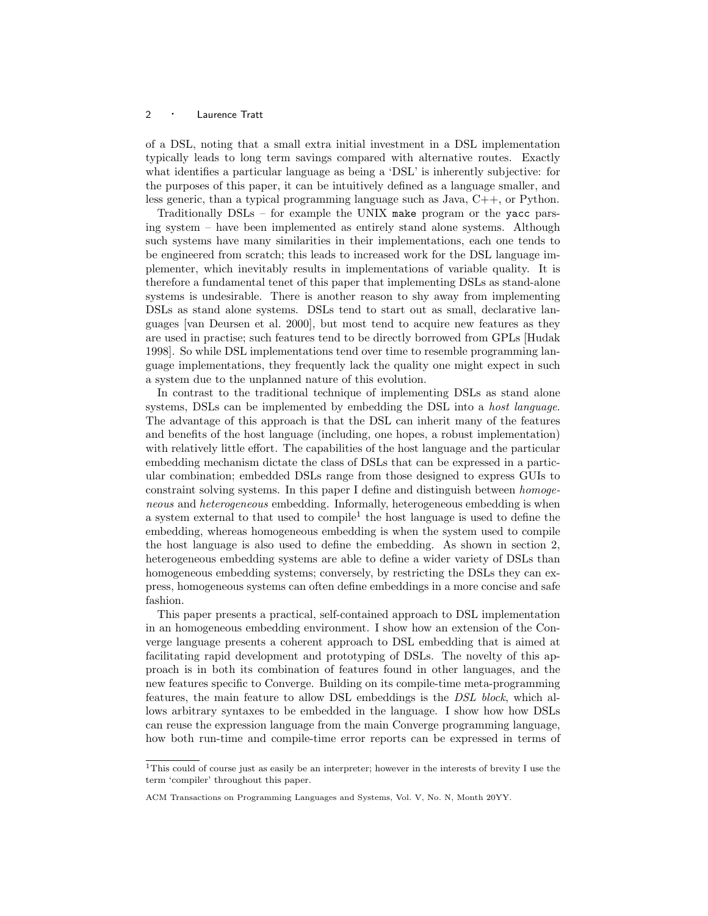of a DSL, noting that a small extra initial investment in a DSL implementation typically leads to long term savings compared with alternative routes. Exactly what identifies a particular language as being a 'DSL' is inherently subjective: for the purposes of this paper, it can be intuitively defined as a language smaller, and less generic, than a typical programming language such as Java, C++, or Python.

Traditionally DSLs – for example the UNIX `make` program or the `yacc` parsing system – have been implemented as entirely stand alone systems. Although such systems have many similarities in their implementations, each one tends to be engineered from scratch; this leads to increased work for the DSL language implementer, which inevitably results in implementations of variable quality. It is therefore a fundamental tenet of this paper that implementing DSLs as stand-alone systems is undesirable. There is another reason to shy away from implementing DSLs as stand alone systems. DSLs tend to start out as small, declarative languages [van Deursen et al. 2000], but most tend to acquire new features as they are used in practise; such features tend to be directly borrowed from GPLs [Hudak 1998]. So while DSL implementations tend over time to resemble programming language implementations, they frequently lack the quality one might expect in such a system due to the unplanned nature of this evolution.

In contrast to the traditional technique of implementing DSLs as stand alone systems, DSLs can be implemented by embedding the DSL into a *host language*. The advantage of this approach is that the DSL can inherit many of the features and benefits of the host language (including, one hopes, a robust implementation) with relatively little effort. The capabilities of the host language and the particular embedding mechanism dictate the class of DSLs that can be expressed in a particular combination; embedded DSLs range from those designed to express GUIs to constraint solving systems. In this paper I define and distinguish between *homogeneous* and *heterogeneous* embedding. Informally, heterogeneous embedding is when a system external to that used to compile[1] the host language is used to define the embedding, whereas homogeneous embedding is when the system used to compile the host language is also used to define the embedding. As shown in section 2, heterogeneous embedding systems are able to define a wider variety of DSLs than homogeneous embedding systems; conversely, by restricting the DSLs they can express, homogeneous systems can often define embeddings in a more concise and safe fashion.

This paper presents a practical, self-contained approach to DSL implementation in an homogeneous embedding environment. I show how an extension of the Converge language presents a coherent approach to DSL embedding that is aimed at facilitating rapid development and prototyping of DSLs. The novelty of this approach is in both its combination of features found in other languages, and the new features specific to Converge. Building on its compile-time meta-programming features, the main feature to allow DSL embeddings is the *DSL block*, which allows arbitrary syntaxes to be embedded in the language. I show how how DSLs can reuse the expression language from the main Converge programming language, how both run-time and compile-time error reports can be expressed in terms of

[1] This could of course just as easily be an interpreter; however in the interests of brevity I use the term 'compiler' throughout this paper.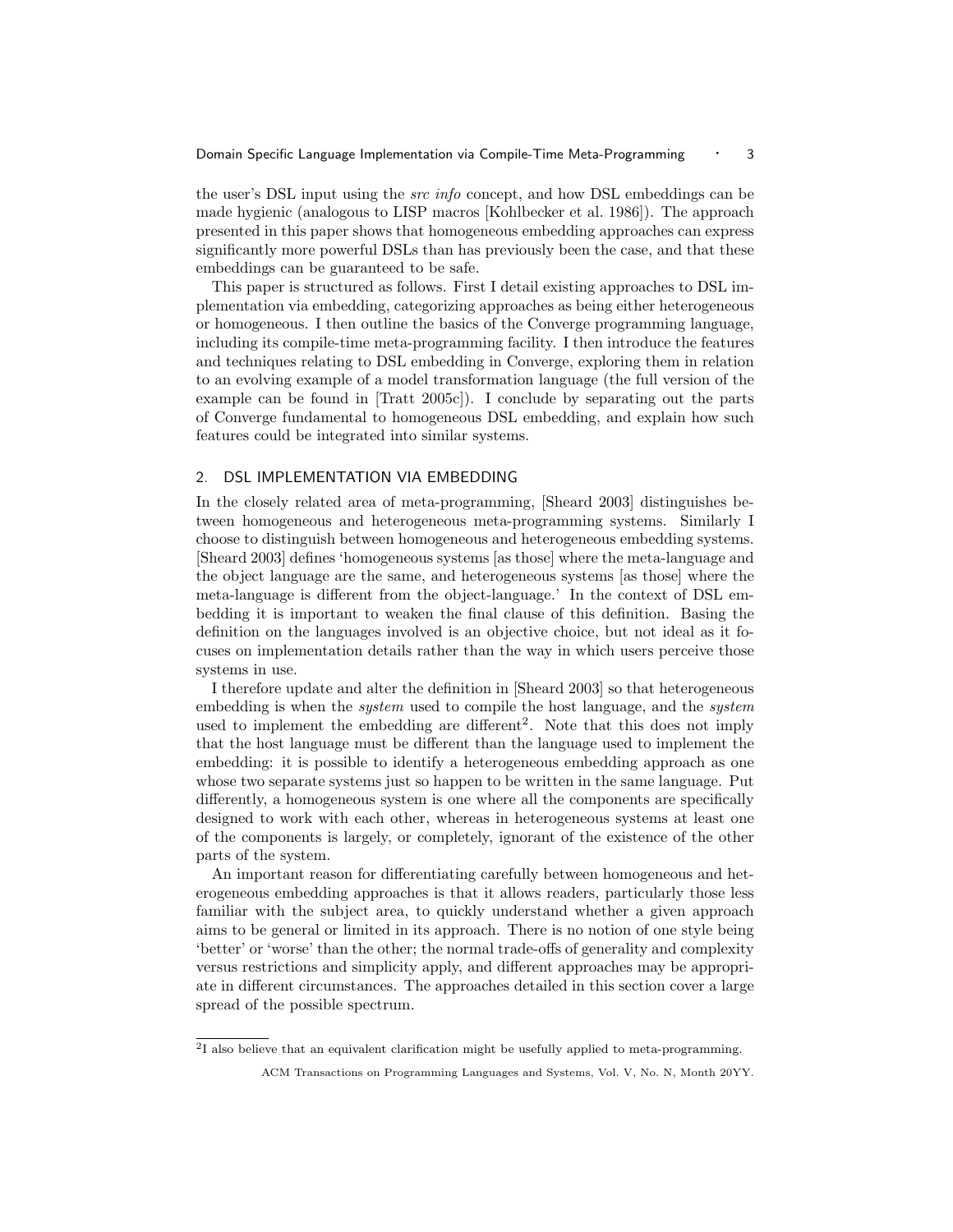the user's DSL input using the *src info* concept, and how DSL embeddings can be made hygienic (analogous to LISP macros [Kohlbecker et al. 1986]). The approach presented in this paper shows that homogeneous embedding approaches can express significantly more powerful DSLs than has previously been the case, and that these embeddings can be guaranteed to be safe.

This paper is structured as follows. First I detail existing approaches to DSL implementation via embedding, categorizing approaches as being either heterogeneous or homogeneous. I then outline the basics of the Converge programming language, including its compile-time meta-programming facility. I then introduce the features and techniques relating to DSL embedding in Converge, exploring them in relation to an evolving example of a model transformation language (the full version of the example can be found in [Tratt 2005c]). I conclude by separating out the parts of Converge fundamental to homogeneous DSL embedding, and explain how such features could be integrated into similar systems.

## 2. DSL IMPLEMENTATION VIA EMBEDDING

In the closely related area of meta-programming, [Sheard 2003] distinguishes between homogeneous and heterogeneous meta-programming systems. Similarly I choose to distinguish between homogeneous and heterogeneous embedding systems. [Sheard 2003] defines 'homogeneous systems [as those] where the meta-language and the object language are the same, and heterogeneous systems [as those] where the meta-language is different from the object-language.' In the context of DSL embedding it is important to weaken the final clause of this definition. Basing the definition on the languages involved is an objective choice, but not ideal as it focuses on implementation details rather than the way in which users perceive those systems in use.

I therefore update and alter the definition in [Sheard 2003] so that heterogeneous embedding is when the *system* used to compile the host language, and the *system* used to implement the embedding are different[2]. Note that this does not imply that the host language must be different than the language used to implement the embedding: it is possible to identify a heterogeneous embedding approach as one whose two separate systems just so happen to be written in the same language. Put differently, a homogeneous system is one where all the components are specifically designed to work with each other, whereas in heterogeneous systems at least one of the components is largely, or completely, ignorant of the existence of the other parts of the system.

An important reason for differentiating carefully between homogeneous and heterogeneous embedding approaches is that it allows readers, particularly those less familiar with the subject area, to quickly understand whether a given approach aims to be general or limited in its approach. There is no notion of one style being 'better' or 'worse' than the other; the normal trade-offs of generality and complexity versus restrictions and simplicity apply, and different approaches may be appropriate in different circumstances. The approaches detailed in this section cover a large spread of the possible spectrum.

[2] I also believe that an equivalent clarification might be usefully applied to meta-programming.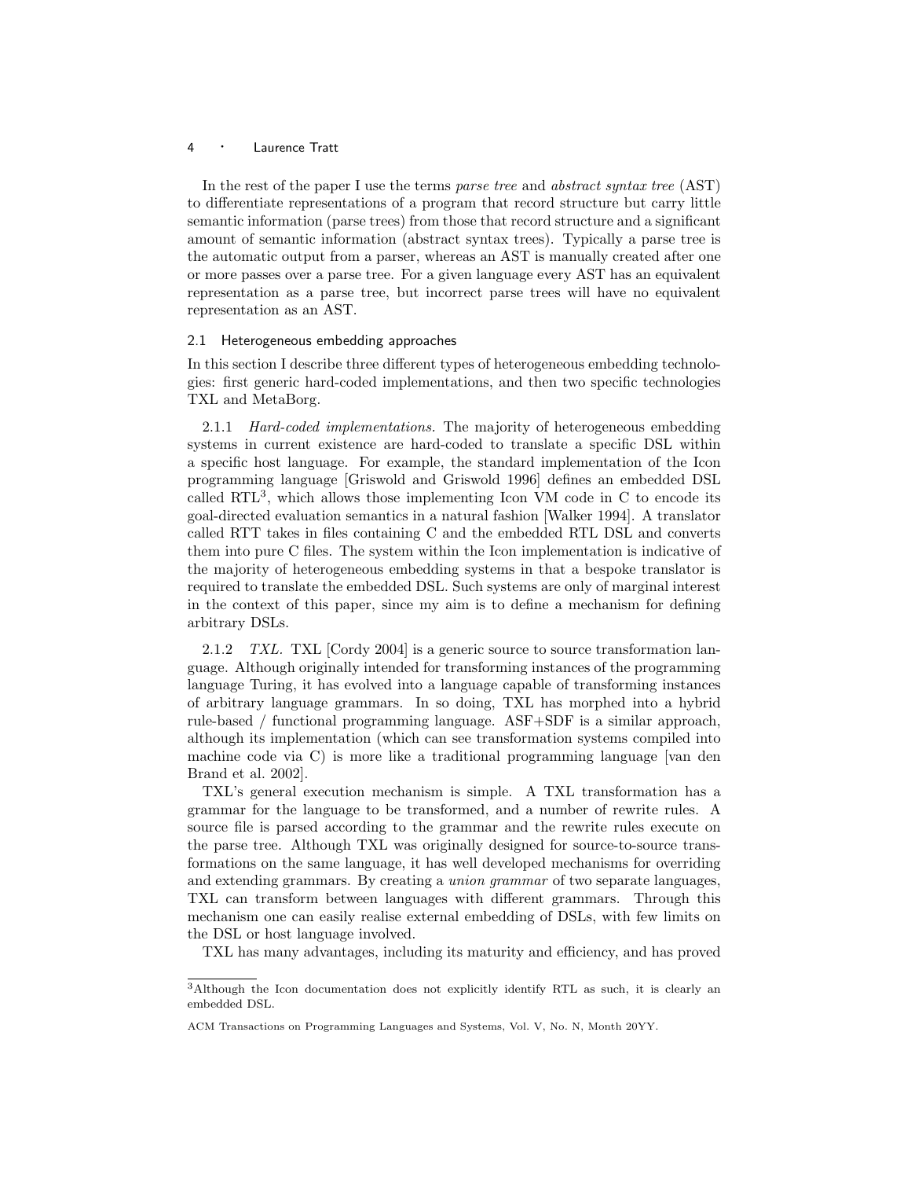In the rest of the paper I use the terms *parse tree* and *abstract syntax tree* (AST) to differentiate representations of a program that record structure but carry little semantic information (parse trees) from those that record structure and a significant amount of semantic information (abstract syntax trees). Typically a parse tree is the automatic output from a parser, whereas an AST is manually created after one or more passes over a parse tree. For a given language every AST has an equivalent representation as a parse tree, but incorrect parse trees will have no equivalent representation as an AST.

### 2.1 Heterogeneous embedding approaches

In this section I describe three different types of heterogeneous embedding technologies: first generic hard-coded implementations, and then two specific technologies TXL and MetaBorg.

2.1.1 *Hard-coded implementations.* The majority of heterogeneous embedding systems in current existence are hard-coded to translate a specific DSL within a specific host language. For example, the standard implementation of the Icon programming language [Griswold and Griswold 1996] defines an embedded DSL called RTL[3], which allows those implementing Icon VM code in C to encode its goal-directed evaluation semantics in a natural fashion [Walker 1994]. A translator called RTT takes in files containing C and the embedded RTL DSL and converts them into pure C files. The system within the Icon implementation is indicative of the majority of heterogeneous embedding systems in that a bespoke translator is required to translate the embedded DSL. Such systems are only of marginal interest in the context of this paper, since my aim is to define a mechanism for defining arbitrary DSLs.

2.1.2 *TXL.* TXL [Cordy 2004] is a generic source to source transformation language. Although originally intended for transforming instances of the programming language Turing, it has evolved into a language capable of transforming instances of arbitrary language grammars. In so doing, TXL has morphed into a hybrid rule-based / functional programming language. ASF+SDF is a similar approach, although its implementation (which can see transformation systems compiled into machine code via C) is more like a traditional programming language [van den Brand et al. 2002].

TXL's general execution mechanism is simple. A TXL transformation has a grammar for the language to be transformed, and a number of rewrite rules. A source file is parsed according to the grammar and the rewrite rules execute on the parse tree. Although TXL was originally designed for source-to-source transformations on the same language, it has well developed mechanisms for overriding and extending grammars. By creating a *union grammar* of two separate languages, TXL can transform between languages with different grammars. Through this mechanism one can easily realise external embedding of DSLs, with few limits on the DSL or host language involved.

TXL has many advantages, including its maturity and efficiency, and has proved

[3] Although the Icon documentation does not explicitly identify RTL as such, it is clearly an embedded DSL.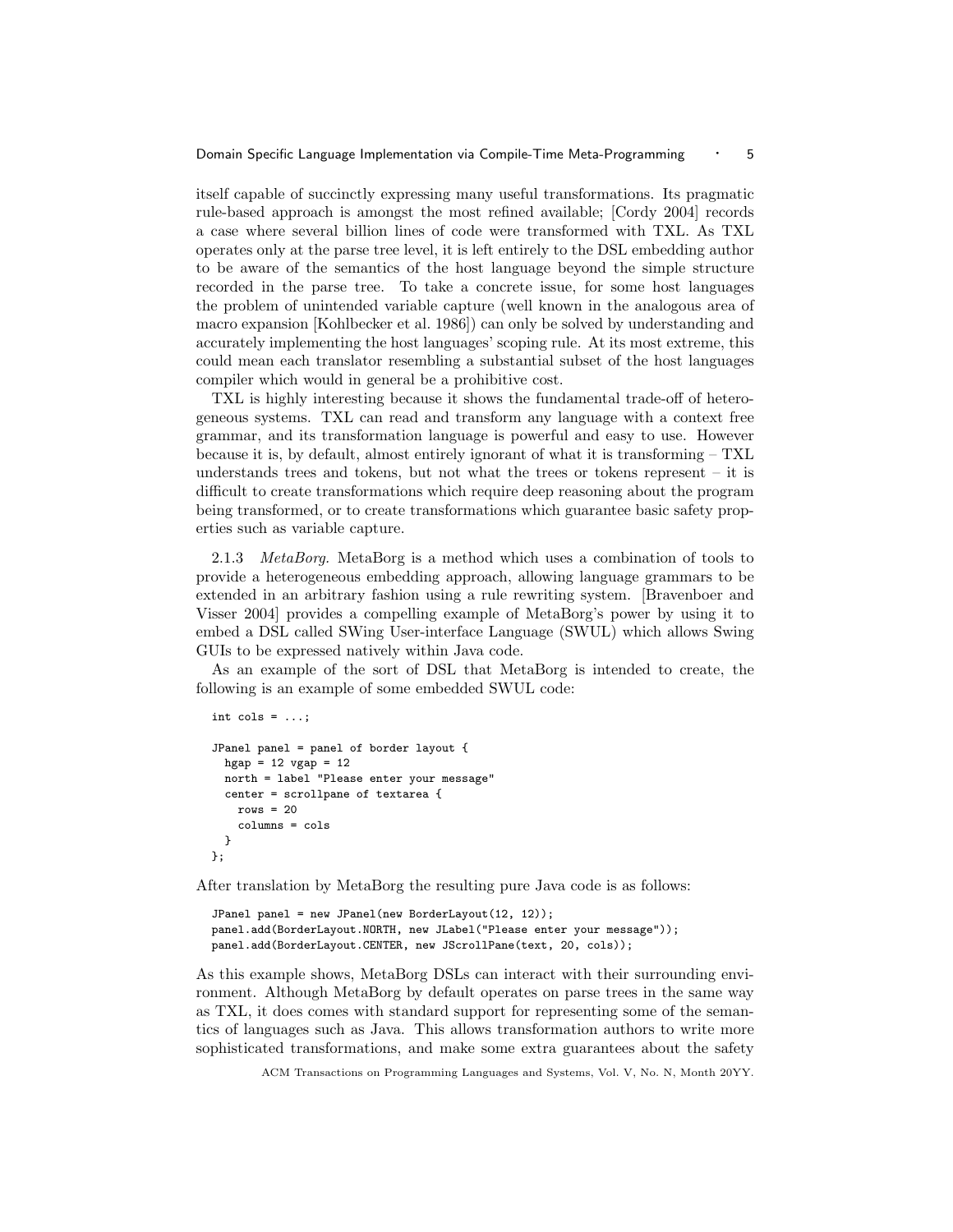itself capable of succinctly expressing many useful transformations. Its pragmatic rule-based approach is amongst the most refined available; [Cordy 2004] records a case where several billion lines of code were transformed with TXL. As TXL operates only at the parse tree level, it is left entirely to the DSL embedding author to be aware of the semantics of the host language beyond the simple structure recorded in the parse tree. To take a concrete issue, for some host languages the problem of unintended variable capture (well known in the analogous area of macro expansion [Kohlbecker et al. 1986]) can only be solved by understanding and accurately implementing the host languages' scoping rule. At its most extreme, this could mean each translator resembling a substantial subset of the host languages compiler which would in general be a prohibitive cost.

TXL is highly interesting because it shows the fundamental trade-off of heterogeneous systems. TXL can read and transform any language with a context free grammar, and its transformation language is powerful and easy to use. However because it is, by default, almost entirely ignorant of what it is transforming – TXL understands trees and tokens, but not what the trees or tokens represent – it is difficult to create transformations which require deep reasoning about the program being transformed, or to create transformations which guarantee basic safety properties such as variable capture.

2.1.3 *MetaBorg.* MetaBorg is a method which uses a combination of tools to provide a heterogeneous embedding approach, allowing language grammars to be extended in an arbitrary fashion using a rule rewriting system. [Bravenboer and Visser 2004] provides a compelling example of MetaBorg's power by using it to embed a DSL called SWing User-interface Language (SWUL) which allows Swing GUIs to be expressed natively within Java code.

As an example of the sort of DSL that MetaBorg is intended to create, the following is an example of some embedded SWUL code:

```
int cols = ...;

JPanel panel = panel of border layout {
  hgap = 12 vgap = 12
  north = label "Please enter your message"
  center = scrollpane of textarea {
    rows = 20
    columns = cols
  }
};
```

After translation by MetaBorg the resulting pure Java code is as follows:

```
JPanel panel = new JPanel(new BorderLayout(12, 12));
panel.add(BorderLayout.NORTH, new JLabel("Please enter your message"));
panel.add(BorderLayout.CENTER, new JScrollPane(text, 20, cols));
```

As this example shows, MetaBorg DSLs can interact with their surrounding environment. Although MetaBorg by default operates on parse trees in the same way as TXL, it does comes with standard support for representing some of the semantics of languages such as Java. This allows transformation authors to write more sophisticated transformations, and make some extra guarantees about the safety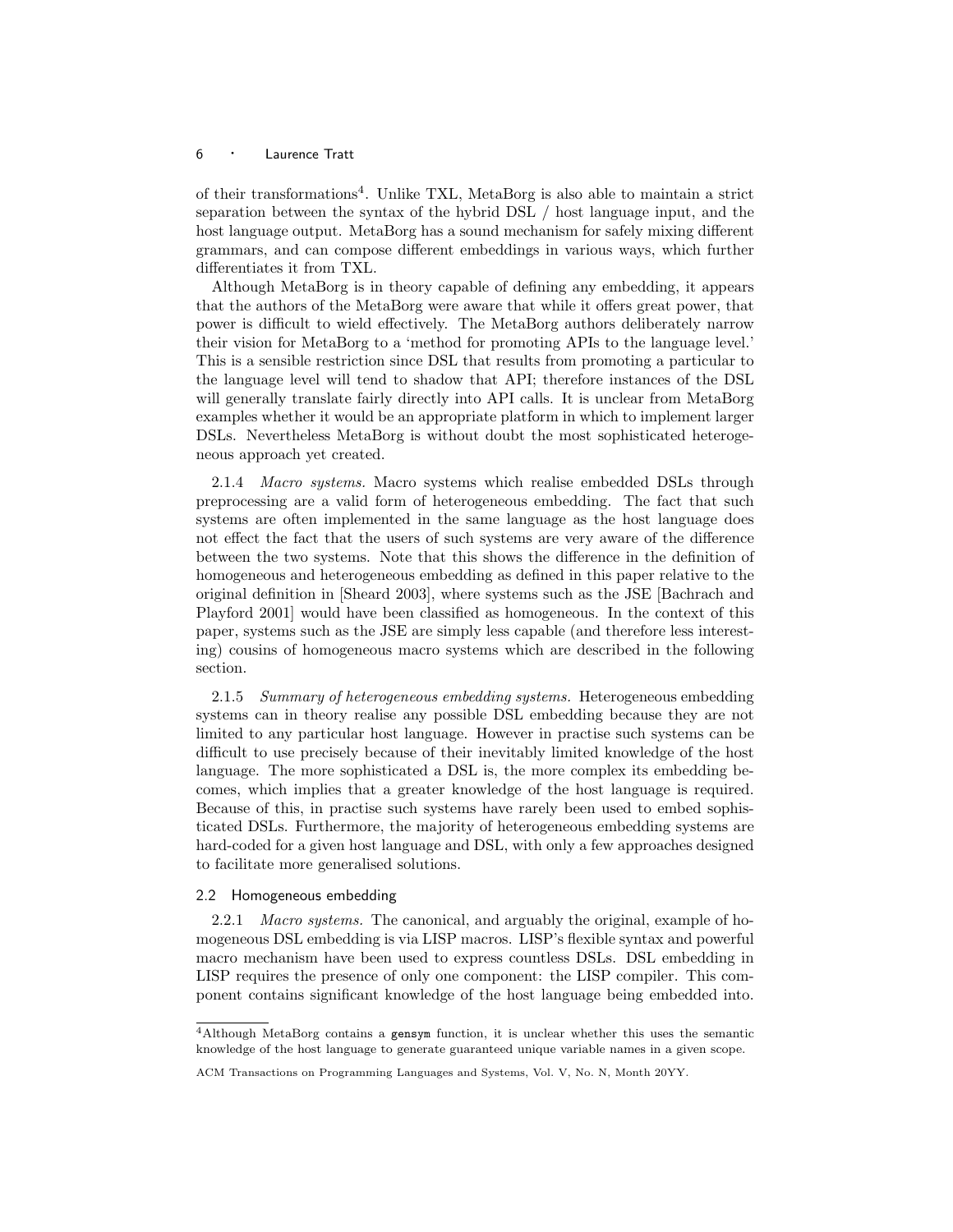of their transformations[4]. Unlike TXL, MetaBorg is also able to maintain a strict separation between the syntax of the hybrid DSL / host language input, and the host language output. MetaBorg has a sound mechanism for safely mixing different grammars, and can compose different embeddings in various ways, which further differentiates it from TXL.

Although MetaBorg is in theory capable of defining any embedding, it appears that the authors of the MetaBorg were aware that while it offers great power, that power is difficult to wield effectively. The MetaBorg authors deliberately narrow their vision for MetaBorg to a 'method for promoting APIs to the language level.' This is a sensible restriction since DSL that results from promoting a particular to the language level will tend to shadow that API; therefore instances of the DSL will generally translate fairly directly into API calls. It is unclear from MetaBorg examples whether it would be an appropriate platform in which to implement larger DSLs. Nevertheless MetaBorg is without doubt the most sophisticated heterogeneous approach yet created.

2.1.4 *Macro systems.* Macro systems which realise embedded DSLs through preprocessing are a valid form of heterogeneous embedding. The fact that such systems are often implemented in the same language as the host language does not effect the fact that the users of such systems are very aware of the difference between the two systems. Note that this shows the difference in the definition of homogeneous and heterogeneous embedding as defined in this paper relative to the original definition in [Sheard 2003], where systems such as the JSE [Bachrach and Playford 2001] would have been classified as homogeneous. In the context of this paper, systems such as the JSE are simply less capable (and therefore less interesting) cousins of homogeneous macro systems which are described in the following section.

2.1.5 *Summary of heterogeneous embedding systems.* Heterogeneous embedding systems can in theory realise any possible DSL embedding because they are not limited to any particular host language. However in practise such systems can be difficult to use precisely because of their inevitably limited knowledge of the host language. The more sophisticated a DSL is, the more complex its embedding becomes, which implies that a greater knowledge of the host language is required. Because of this, in practise such systems have rarely been used to embed sophisticated DSLs. Furthermore, the majority of heterogeneous embedding systems are hard-coded for a given host language and DSL, with only a few approaches designed to facilitate more generalised solutions.

### 2.2 Homogeneous embedding

2.2.1 *Macro systems.* The canonical, and arguably the original, example of homogeneous DSL embedding is via LISP macros. LISP's flexible syntax and powerful macro mechanism have been used to express countless DSLs. DSL embedding in LISP requires the presence of only one component: the LISP compiler. This component contains significant knowledge of the host language being embedded into.

[4] Although MetaBorg contains a `gensym` function, it is unclear whether this uses the semantic knowledge of the host language to generate guaranteed unique variable names in a given scope.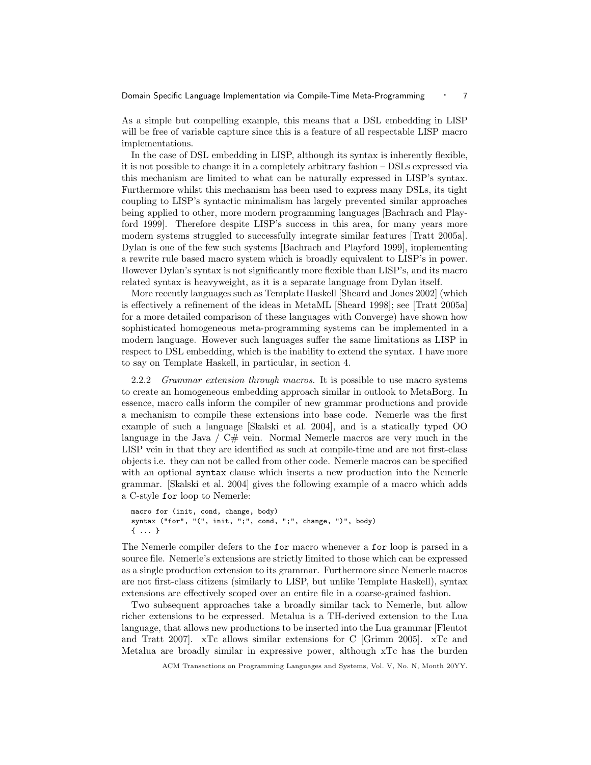As a simple but compelling example, this means that a DSL embedding in LISP will be free of variable capture since this is a feature of all respectable LISP macro implementations.

In the case of DSL embedding in LISP, although its syntax is inherently flexible, it is not possible to change it in a completely arbitrary fashion – DSLs expressed via this mechanism are limited to what can be naturally expressed in LISP's syntax. Furthermore whilst this mechanism has been used to express many DSLs, its tight coupling to LISP's syntactic minimalism has largely prevented similar approaches being applied to other, more modern programming languages [Bachrach and Playford 1999]. Therefore despite LISP's success in this area, for many years more modern systems struggled to successfully integrate similar features [Tratt 2005a]. Dylan is one of the few such systems [Bachrach and Playford 1999], implementing a rewrite rule based macro system which is broadly equivalent to LISP's in power. However Dylan's syntax is not significantly more flexible than LISP's, and its macro related syntax is heavyweight, as it is a separate language from Dylan itself.

More recently languages such as Template Haskell [Sheard and Jones 2002] (which is effectively a refinement of the ideas in MetaML [Sheard 1998]; see [Tratt 2005a] for a more detailed comparison of these languages with Converge) have shown how sophisticated homogeneous meta-programming systems can be implemented in a modern language. However such languages suffer the same limitations as LISP in respect to DSL embedding, which is the inability to extend the syntax. I have more to say on Template Haskell, in particular, in section 4.

2.2.2 *Grammar extension through macros.* It is possible to use macro systems to create an homogeneous embedding approach similar in outlook to MetaBorg. In essence, macro calls inform the compiler of new grammar productions and provide a mechanism to compile these extensions into base code. Nemerle was the first example of such a language [Skalski et al. 2004], and is a statically typed OO language in the Java / C# vein. Normal Nemerle macros are very much in the LISP vein in that they are identified as such at compile-time and are not first-class objects i.e. they can not be called from other code. Nemerle macros can be specified with an optional `syntax` clause which inserts a new production into the Nemerle grammar. [Skalski et al. 2004] gives the following example of a macro which adds a C-style `for` loop to Nemerle:

```
macro for (init, cond, change, body)
syntax ("for", "(", init, ";", cond, ";", change, ")", body)
{ ... }
```

The Nemerle compiler defers to the `for` macro whenever a `for` loop is parsed in a source file. Nemerle's extensions are strictly limited to those which can be expressed as a single production extension to its grammar. Furthermore since Nemerle macros are not first-class citizens (similarly to LISP, but unlike Template Haskell), syntax extensions are effectively scoped over an entire file in a coarse-grained fashion.

Two subsequent approaches take a broadly similar tack to Nemerle, but allow richer extensions to be expressed. Metalua is a TH-derived extension to the Lua language, that allows new productions to be inserted into the Lua grammar [Fleutot and Tratt 2007]. xTc allows similar extensions for C [Grimm 2005]. xTc and Metalua are broadly similar in expressive power, although xTc has the burden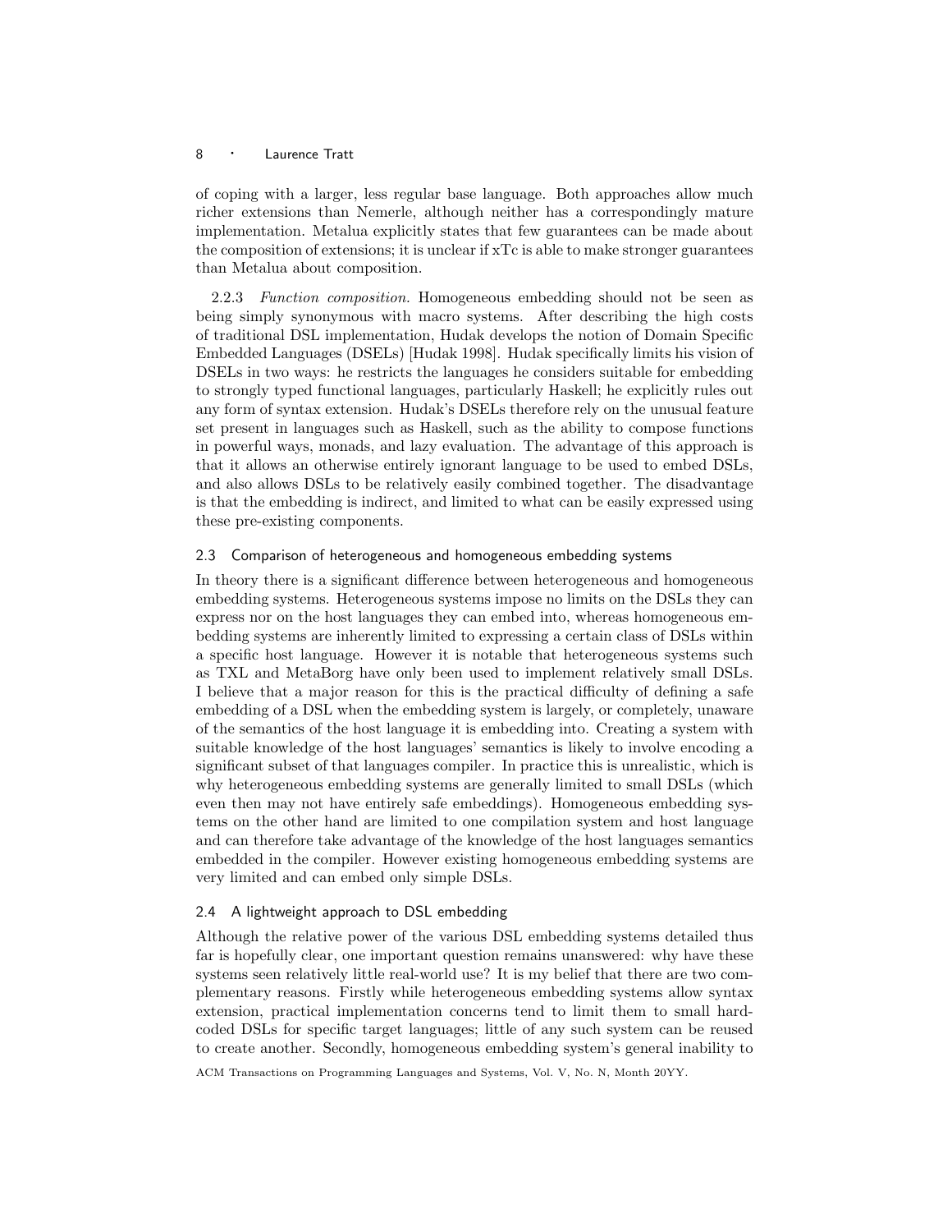of coping with a larger, less regular base language. Both approaches allow much richer extensions than Nemerle, although neither has a correspondingly mature implementation. Metalua explicitly states that few guarantees can be made about the composition of extensions; it is unclear if xTc is able to make stronger guarantees than Metalua about composition.

2.2.3 *Function composition.* Homogeneous embedding should not be seen as being simply synonymous with macro systems. After describing the high costs of traditional DSL implementation, Hudak develops the notion of Domain Specific Embedded Languages (DSELs) [Hudak 1998]. Hudak specifically limits his vision of DSELs in two ways: he restricts the languages he considers suitable for embedding to strongly typed functional languages, particularly Haskell; he explicitly rules out any form of syntax extension. Hudak's DSELs therefore rely on the unusual feature set present in languages such as Haskell, such as the ability to compose functions in powerful ways, monads, and lazy evaluation. The advantage of this approach is that it allows an otherwise entirely ignorant language to be used to embed DSLs, and also allows DSLs to be relatively easily combined together. The disadvantage is that the embedding is indirect, and limited to what can be easily expressed using these pre-existing components.

### 2.3 Comparison of heterogeneous and homogeneous embedding systems

In theory there is a significant difference between heterogeneous and homogeneous embedding systems. Heterogeneous systems impose no limits on the DSLs they can express nor on the host languages they can embed into, whereas homogeneous embedding systems are inherently limited to expressing a certain class of DSLs within a specific host language. However it is notable that heterogeneous systems such as TXL and MetaBorg have only been used to implement relatively small DSLs. I believe that a major reason for this is the practical difficulty of defining a safe embedding of a DSL when the embedding system is largely, or completely, unaware of the semantics of the host language it is embedding into. Creating a system with suitable knowledge of the host languages' semantics is likely to involve encoding a significant subset of that languages compiler. In practice this is unrealistic, which is why heterogeneous embedding systems are generally limited to small DSLs (which even then may not have entirely safe embeddings). Homogeneous embedding systems on the other hand are limited to one compilation system and host language and can therefore take advantage of the knowledge of the host languages semantics embedded in the compiler. However existing homogeneous embedding systems are very limited and can embed only simple DSLs.

### 2.4 A lightweight approach to DSL embedding

Although the relative power of the various DSL embedding systems detailed thus far is hopefully clear, one important question remains unanswered: why have these systems seen relatively little real-world use? It is my belief that there are two complementary reasons. Firstly while heterogeneous embedding systems allow syntax extension, practical implementation concerns tend to limit them to small hard-coded DSLs for specific target languages; little of any such system can be reused to create another. Secondly, homogeneous embedding system's general inability to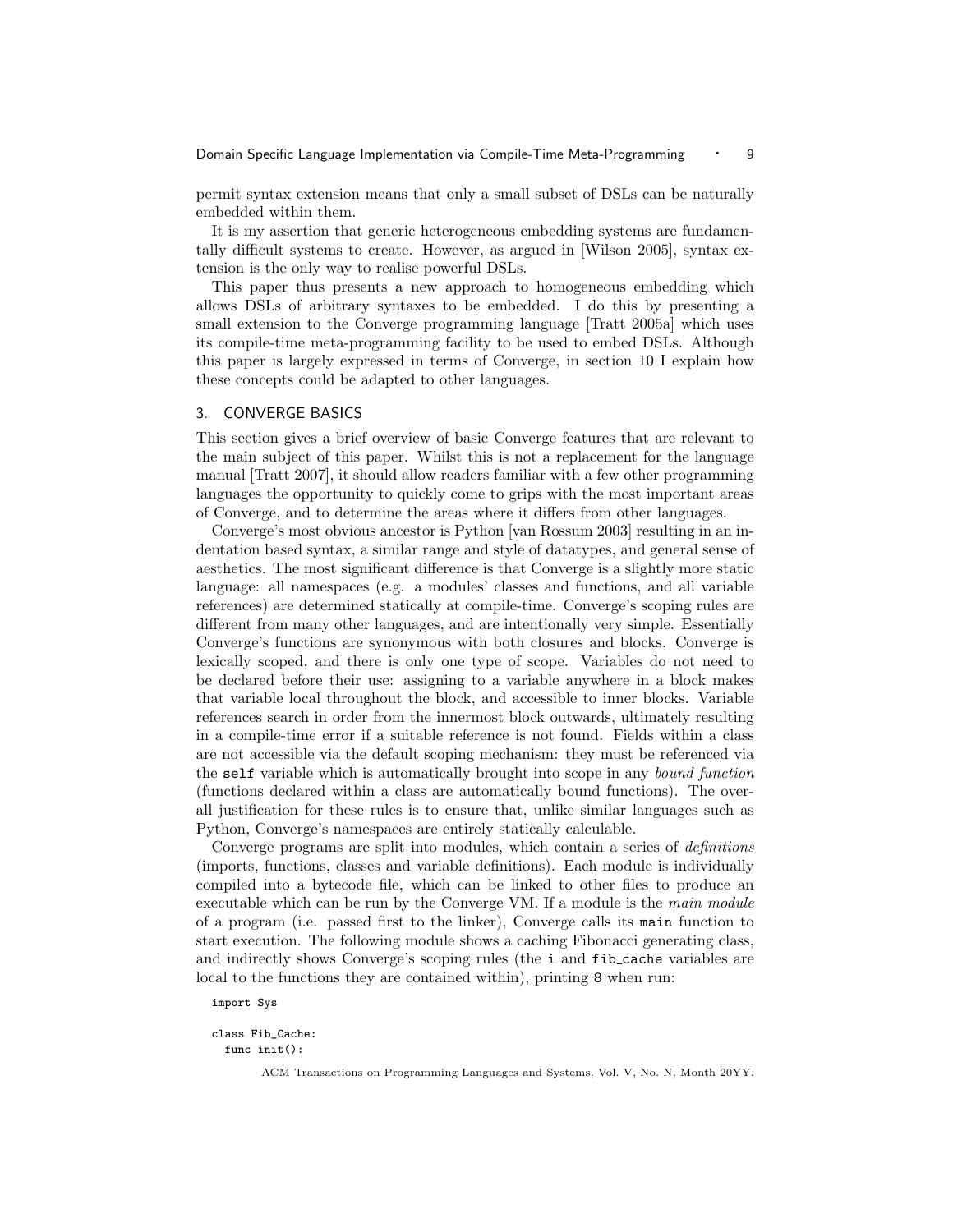permit syntax extension means that only a small subset of DSLs can be naturally embedded within them.

It is my assertion that generic heterogeneous embedding systems are fundamentally difficult systems to create. However, as argued in [Wilson 2005], syntax extension is the only way to realise powerful DSLs.

This paper thus presents a new approach to homogeneous embedding which allows DSLs of arbitrary syntaxes to be embedded. I do this by presenting a small extension to the Converge programming language [Tratt 2005a] which uses its compile-time meta-programming facility to be used to embed DSLs. Although this paper is largely expressed in terms of Converge, in section 10 I explain how these concepts could be adapted to other languages.

## 3. CONVERGE BASICS

This section gives a brief overview of basic Converge features that are relevant to the main subject of this paper. Whilst this is not a replacement for the language manual [Tratt 2007], it should allow readers familiar with a few other programming languages the opportunity to quickly come to grips with the most important areas of Converge, and to determine the areas where it differs from other languages.

Converge's most obvious ancestor is Python [van Rossum 2003] resulting in an indentation based syntax, a similar range and style of datatypes, and general sense of aesthetics. The most significant difference is that Converge is a slightly more static language: all namespaces (e.g. a modules' classes and functions, and all variable references) are determined statically at compile-time. Converge's scoping rules are different from many other languages, and are intentionally very simple. Essentially Converge's functions are synonymous with both closures and blocks. Converge is lexically scoped, and there is only one type of scope. Variables do not need to be declared before their use: assigning to a variable anywhere in a block makes that variable local throughout the block, and accessible to inner blocks. Variable references search in order from the innermost block outwards, ultimately resulting in a compile-time error if a suitable reference is not found. Fields within a class are not accessible via the default scoping mechanism: they must be referenced via the `self` variable which is automatically brought into scope in any *bound function* (functions declared within a class are automatically bound functions). The overall justification for these rules is to ensure that, unlike similar languages such as Python, Converge's namespaces are entirely statically calculable.

Converge programs are split into modules, which contain a series of *definitions* (imports, functions, classes and variable definitions). Each module is individually compiled into a bytecode file, which can be linked to other files to produce an executable which can be run by the Converge VM. If a module is the *main module* of a program (i.e. passed first to the linker), Converge calls its `main` function to start execution. The following module shows a caching Fibonacci generating class, and indirectly shows Converge's scoping rules (the `i` and `fib_cache` variables are local to the functions they are contained within), printing `8` when run:

```
import Sys

class Fib_Cache:
  func init():
```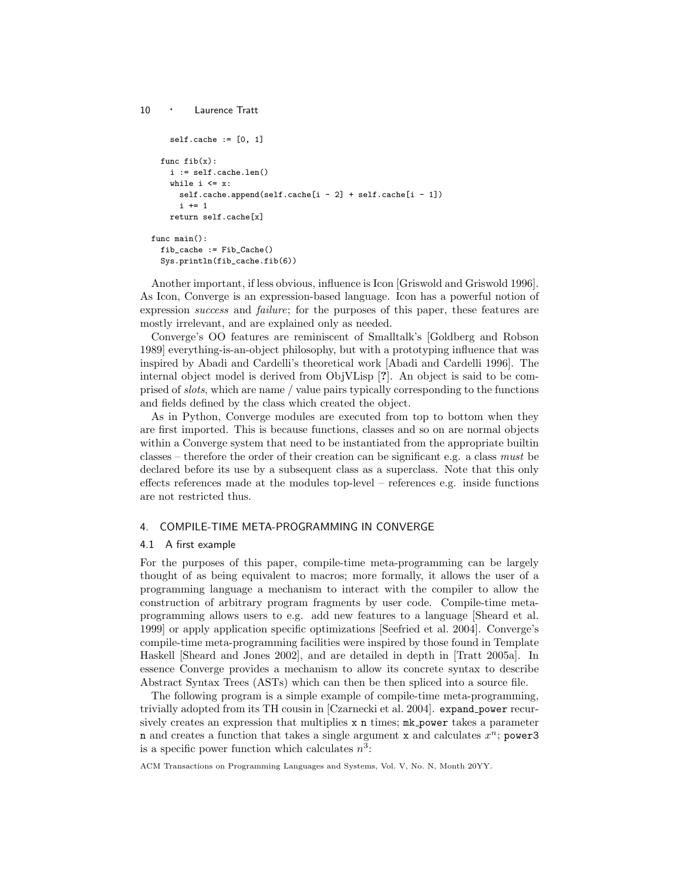```
    self.cache := [0, 1]

  func fib(x):
    i := self.cache.len()
    while i <= x:
      self.cache.append(self.cache[i - 2] + self.cache[i - 1])
      i += 1
    return self.cache[x]

func main():
  fib_cache := Fib_Cache()
  Sys.println(fib_cache.fib(6))
```

Another important, if less obvious, influence is Icon [Griswold and Griswold 1996]. As Icon, Converge is an expression-based language. Icon has a powerful notion of expression *success* and *failure*; for the purposes of this paper, these features are mostly irrelevant, and are explained only as needed.

Converge's OO features are reminiscent of Smalltalk's [Goldberg and Robson 1989] everything-is-an-object philosophy, but with a prototyping influence that was inspired by Abadi and Cardelli's theoretical work [Abadi and Cardelli 1996]. The internal object model is derived from ObjVLisp [**?**]. An object is said to be comprised of *slots*, which are name / value pairs typically corresponding to the functions and fields defined by the class which created the object.

As in Python, Converge modules are executed from top to bottom when they are first imported. This is because functions, classes and so on are normal objects within a Converge system that need to be instantiated from the appropriate builtin classes – therefore the order of their creation can be significant e.g. a class *must* be declared before its use by a subsequent class as a superclass. Note that this only effects references made at the modules top-level – references e.g. inside functions are not restricted thus.

## 4. COMPILE-TIME META-PROGRAMMING IN CONVERGE

### 4.1 A first example

For the purposes of this paper, compile-time meta-programming can be largely thought of as being equivalent to macros; more formally, it allows the user of a programming language a mechanism to interact with the compiler to allow the construction of arbitrary program fragments by user code. Compile-time meta-programming allows users to e.g. add new features to a language [Sheard et al. 1999] or apply application specific optimizations [Seefried et al. 2004]. Converge's compile-time meta-programming facilities were inspired by those found in Template Haskell [Sheard and Jones 2002], and are detailed in depth in [Tratt 2005a]. In essence Converge provides a mechanism to allow its concrete syntax to describe Abstract Syntax Trees (ASTs) which can then be then spliced into a source file.

The following program is a simple example of compile-time meta-programming, trivially adopted from its TH cousin in [Czarnecki et al. 2004]. `expand_power` recursively creates an expression that multiplies `x` `n` times; `mk_power` takes a parameter `n` and creates a function that takes a single argument `x` and calculates $x^n$; `power3` is a specific power function which calculates $n^3$: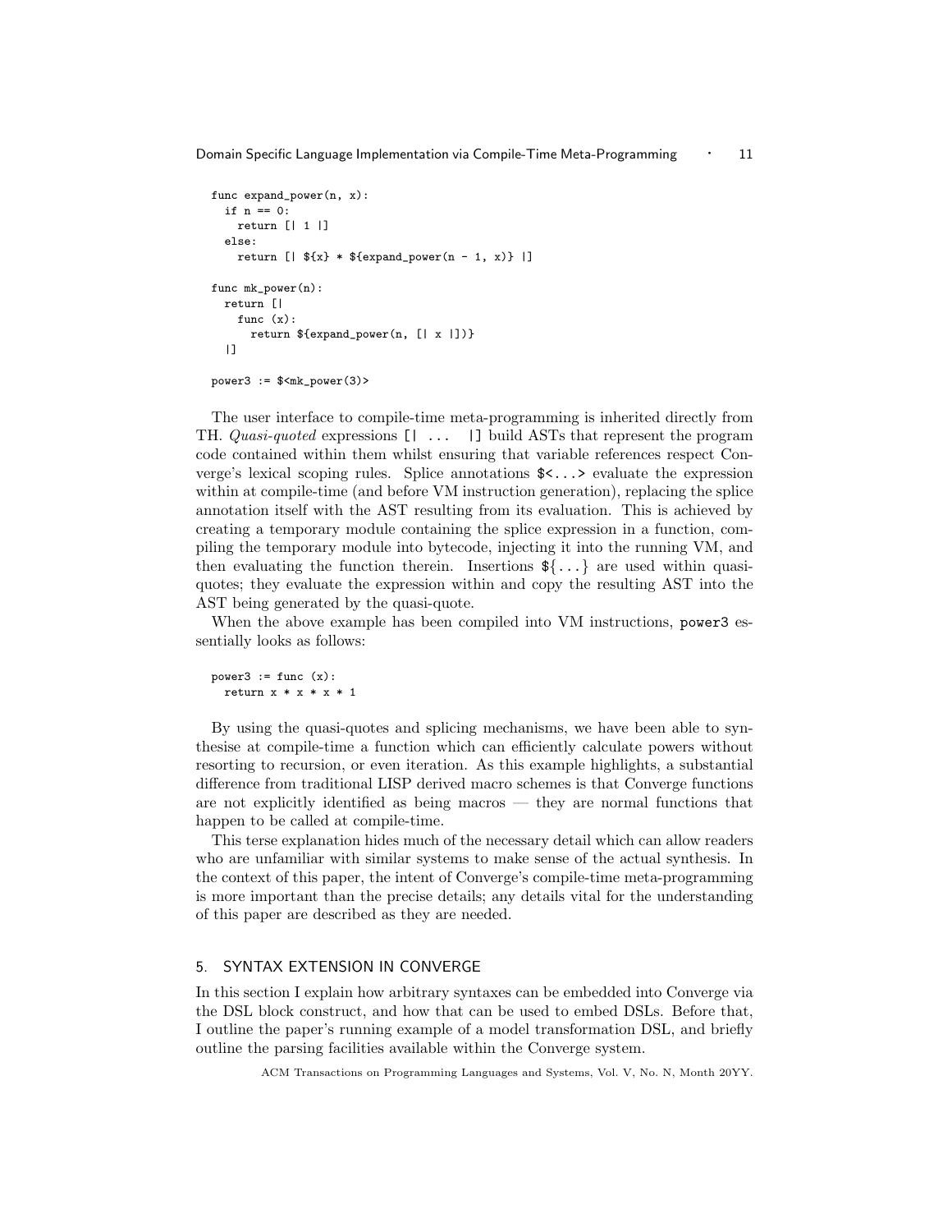```
func expand_power(n, x):
  if n == 0:
    return [| 1 |]
  else:
    return [| ${x} * ${expand_power(n - 1, x)} |]

func mk_power(n):
  return [|
    func (x):
      return ${expand_power(n, [| x |])}
  |]

power3 := $<mk_power(3)>
```

The user interface to compile-time meta-programming is inherited directly from TH. *Quasi-quoted* expressions `[| ... |]` build ASTs that represent the program code contained within them whilst ensuring that variable references respect Converge's lexical scoping rules. Splice annotations `$<...>` evaluate the expression within at compile-time (and before VM instruction generation), replacing the splice annotation itself with the AST resulting from its evaluation. This is achieved by creating a temporary module containing the splice expression in a function, compiling the temporary module into bytecode, injecting it into the running VM, and then evaluating the function therein. Insertions `${...}` are used within quasi-quotes; they evaluate the expression within and copy the resulting AST into the AST being generated by the quasi-quote.

When the above example has been compiled into VM instructions, `power3` essentially looks as follows:

```
power3 := func (x):
  return x * x * x * 1
```

By using the quasi-quotes and splicing mechanisms, we have been able to synthesise at compile-time a function which can efficiently calculate powers without resorting to recursion, or even iteration. As this example highlights, a substantial difference from traditional LISP derived macro schemes is that Converge functions are not explicitly identified as being macros — they are normal functions that happen to be called at compile-time.

This terse explanation hides much of the necessary detail which can allow readers who are unfamiliar with similar systems to make sense of the actual synthesis. In the context of this paper, the intent of Converge's compile-time meta-programming is more important than the precise details; any details vital for the understanding of this paper are described as they are needed.

## 5. SYNTAX EXTENSION IN CONVERGE

In this section I explain how arbitrary syntaxes can be embedded into Converge via the DSL block construct, and how that can be used to embed DSLs. Before that, I outline the paper's running example of a model transformation DSL, and briefly outline the parsing facilities available within the Converge system.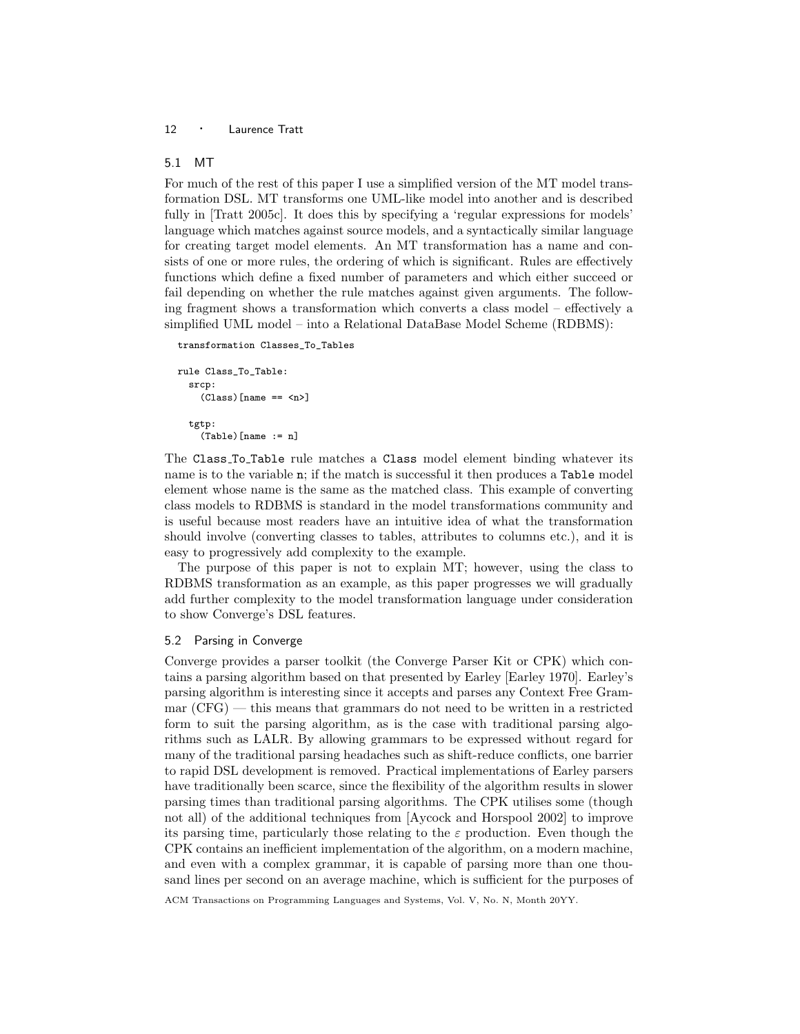### 5.1 MT

For much of the rest of this paper I use a simplified version of the MT model transformation DSL. MT transforms one UML-like model into another and is described fully in [Tratt 2005c]. It does this by specifying a 'regular expressions for models' language which matches against source models, and a syntactically similar language for creating target model elements. An MT transformation has a name and consists of one or more rules, the ordering of which is significant. Rules are effectively functions which define a fixed number of parameters and which either succeed or fail depending on whether the rule matches against given arguments. The following fragment shows a transformation which converts a class model – effectively a simplified UML model – into a Relational DataBase Model Scheme (RDBMS):

```
transformation Classes_To_Tables

rule Class_To_Table:
  srcp:
    (Class)[name == <n>]

  tgtp:
    (Table)[name := n]
```

The `Class_To_Table` rule matches a `Class` model element binding whatever its name is to the variable `n`; if the match is successful it then produces a `Table` model element whose name is the same as the matched class. This example of converting class models to RDBMS is standard in the model transformations community and is useful because most readers have an intuitive idea of what the transformation should involve (converting classes to tables, attributes to columns etc.), and it is easy to progressively add complexity to the example.

The purpose of this paper is not to explain MT; however, using the class to RDBMS transformation as an example, as this paper progresses we will gradually add further complexity to the model transformation language under consideration to show Converge's DSL features.

### 5.2 Parsing in Converge

Converge provides a parser toolkit (the Converge Parser Kit or CPK) which contains a parsing algorithm based on that presented by Earley [Earley 1970]. Earley's parsing algorithm is interesting since it accepts and parses any Context Free Grammar (CFG) — this means that grammars do not need to be written in a restricted form to suit the parsing algorithm, as is the case with traditional parsing algorithms such as LALR. By allowing grammars to be expressed without regard for many of the traditional parsing headaches such as shift-reduce conflicts, one barrier to rapid DSL development is removed. Practical implementations of Earley parsers have traditionally been scarce, since the flexibility of the algorithm results in slower parsing times than traditional parsing algorithms. The CPK utilises some (though not all) of the additional techniques from [Aycock and Horspool 2002] to improve its parsing time, particularly those relating to the $\varepsilon$ production. Even though the CPK contains an inefficient implementation of the algorithm, on a modern machine, and even with a complex grammar, it is capable of parsing more than one thousand lines per second on an average machine, which is sufficient for the purposes of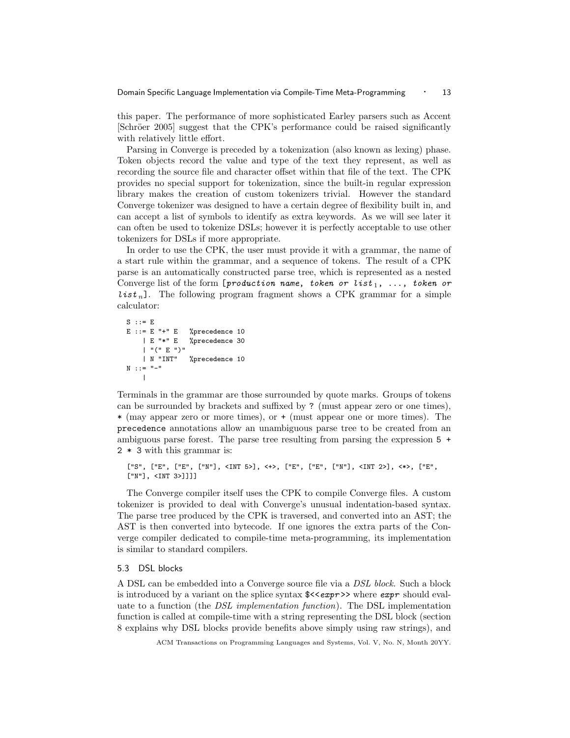this paper. The performance of more sophisticated Earley parsers such as Accent [Schröer 2005] suggest that the CPK's performance could be raised significantly with relatively little effort.

Parsing in Converge is preceded by a tokenization (also known as lexing) phase. Token objects record the value and type of the text they represent, as well as recording the source file and character offset within that file of the text. The CPK provides no special support for tokenization, since the built-in regular expression library makes the creation of custom tokenizers trivial. However the standard Converge tokenizer was designed to have a certain degree of flexibility built in, and can accept a list of symbols to identify as extra keywords. As we will see later it can often be used to tokenize DSLs; however it is perfectly acceptable to use other tokenizers for DSLs if more appropriate.

In order to use the CPK, the user must provide it with a grammar, the name of a start rule within the grammar, and a sequence of tokens. The result of a CPK parse is an automatically constructed parse tree, which is represented as a nested Converge list of the form `[`*`production name, token or list`*$_1$*`, ..., token or list`*$_n$`]`. The following program fragment shows a CPK grammar for a simple calculator:

```
S ::= E
E ::= E "+" E   %precedence 10
    | E "*" E   %precedence 30
    | "(" E ")"
    | N "INT"   %precedence 10
N ::= "-"
    |
```

Terminals in the grammar are those surrounded by quote marks. Groups of tokens can be surrounded by brackets and suffixed by `?` (must appear zero or one times), `*` (may appear zero or more times), or `+` (must appear one or more times). The `precedence` annotations allow an unambiguous parse tree to be created from an ambiguous parse forest. The parse tree resulting from parsing the expression `5 + 2 * 3` with this grammar is:

```
["S", ["E", ["E", ["N"], <INT 5>], <+>, ["E", ["E", ["N"], <INT 2>], <*>, ["E",
["N"], <INT 3>]]]]
```

The Converge compiler itself uses the CPK to compile Converge files. A custom tokenizer is provided to deal with Converge's unusual indentation-based syntax. The parse tree produced by the CPK is traversed, and converted into an AST; the AST is then converted into bytecode. If one ignores the extra parts of the Converge compiler dedicated to compile-time meta-programming, its implementation is similar to standard compilers.

### 5.3 DSL blocks

A DSL can be embedded into a Converge source file via a *DSL block*. Such a block is introduced by a variant on the splice syntax `$<<`*`expr`*`>>` where *`expr`* should evaluate to a function (the *DSL implementation function*). The DSL implementation function is called at compile-time with a string representing the DSL block (section 8 explains why DSL blocks provide benefits above simply using raw strings), and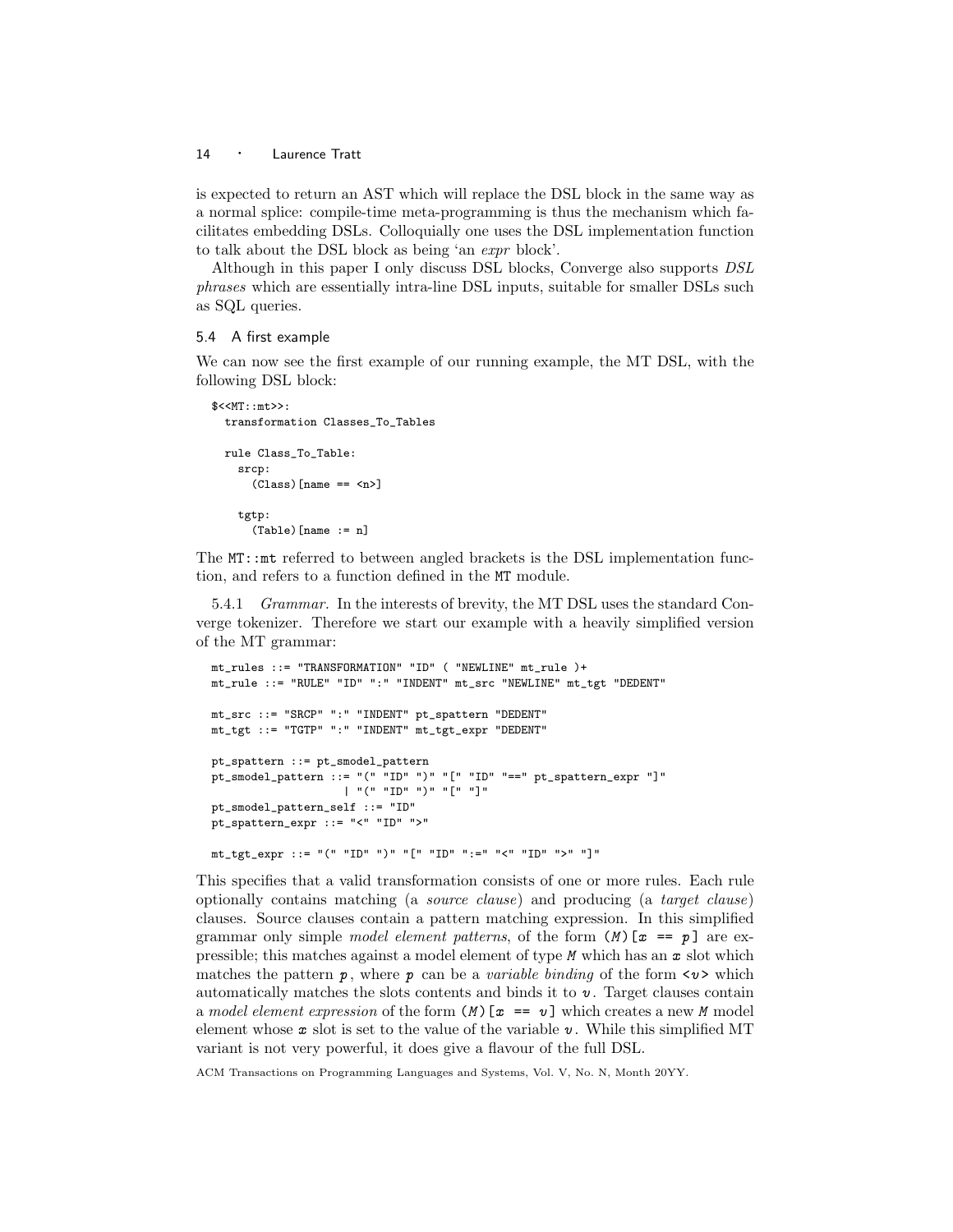is expected to return an AST which will replace the DSL block in the same way as a normal splice: compile-time meta-programming is thus the mechanism which facilitates embedding DSLs. Colloquially one uses the DSL implementation function to talk about the DSL block as being 'an *expr* block'.

Although in this paper I only discuss DSL blocks, Converge also supports *DSL phrases* which are essentially intra-line DSL inputs, suitable for smaller DSLs such as SQL queries.

### 5.4 A first example

We can now see the first example of our running example, the MT DSL, with the following DSL block:

```
$<<MT::mt>>:
  transformation Classes_To_Tables

  rule Class_To_Table:
    srcp:
      (Class)[name == <n>]

    tgtp:
      (Table)[name := n]
```

The `MT::mt` referred to between angled brackets is the DSL implementation function, and refers to a function defined in the `MT` module.

5.4.1 *Grammar.* In the interests of brevity, the MT DSL uses the standard Converge tokenizer. Therefore we start our example with a heavily simplified version of the MT grammar:

```
mt_rules ::= "TRANSFORMATION" "ID" ( "NEWLINE" mt_rule )+
mt_rule ::= "RULE" "ID" ":" "INDENT" mt_src "NEWLINE" mt_tgt "DEDENT"

mt_src ::= "SRCP" ":" "INDENT" pt_spattern "DEDENT"
mt_tgt ::= "TGTP" ":" "INDENT" mt_tgt_expr "DEDENT"

pt_spattern ::= pt_smodel_pattern
pt_smodel_pattern ::= "(" "ID" ")" "[" "ID" "==" pt_spattern_expr "]"
                    | "(" "ID" ")" "[" "]"
pt_smodel_pattern_self ::= "ID"
pt_spattern_expr ::= "<" "ID" ">"

mt_tgt_expr ::= "(" "ID" ")" "[" "ID" ":=" "<" "ID" ">" "]"
```

This specifies that a valid transformation consists of one or more rules. Each rule optionally contains matching (a *source clause*) and producing (a *target clause*) clauses. Source clauses contain a pattern matching expression. In this simplified grammar only simple *model element patterns*, of the form `(M)[x == p]` are expressible; this matches against a model element of type `M` which has an `x` slot which matches the pattern `p`, where `p` can be a *variable binding* of the form `<v>` which automatically matches the slots contents and binds it to `v`. Target clauses contain a *model element expression* of the form `(M)[x == v]` which creates a new `M` model element whose `x` slot is set to the value of the variable `v`. While this simplified MT variant is not very powerful, it does give a flavour of the full DSL.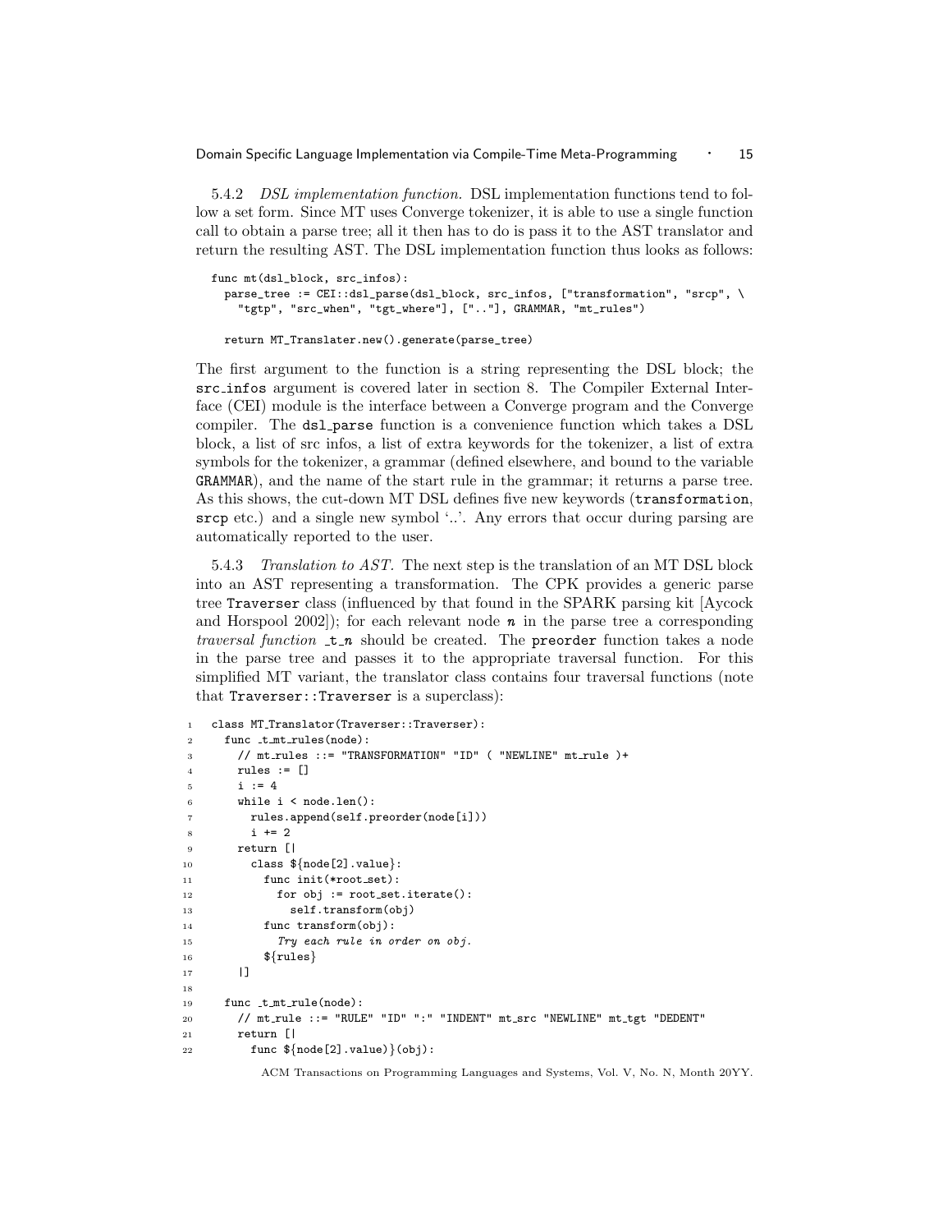5.4.2 *DSL implementation function.* DSL implementation functions tend to follow a set form. Since MT uses Converge tokenizer, it is able to use a single function call to obtain a parse tree; all it then has to do is pass it to the AST translator and return the resulting AST. The DSL implementation function thus looks as follows:

```
func mt(dsl_block, src_infos):
  parse_tree := CEI::dsl_parse(dsl_block, src_infos, ["transformation", "srcp", \
    "tgtp", "src_when", "tgt_where"], [".."], GRAMMAR, "mt_rules")

  return MT_Translater.new().generate(parse_tree)
```

The first argument to the function is a string representing the DSL block; the `src_infos` argument is covered later in section 8. The Compiler External Interface (CEI) module is the interface between a Converge program and the Converge compiler. The `dsl_parse` function is a convenience function which takes a DSL block, a list of src infos, a list of extra keywords for the tokenizer, a list of extra symbols for the tokenizer, a grammar (defined elsewhere, and bound to the variable `GRAMMAR`), and the name of the start rule in the grammar; it returns a parse tree. As this shows, the cut-down MT DSL defines five new keywords (`transformation`, `srcp` etc.) and a single new symbol '..'. Any errors that occur during parsing are automatically reported to the user.

5.4.3 *Translation to AST.* The next step is the translation of an MT DSL block into an AST representing a transformation. The CPK provides a generic parse tree `Traverser` class (influenced by that found in the SPARK parsing kit [Aycock and Horspool 2002]); for each relevant node *n* in the parse tree a corresponding *traversal function* `_t_n` should be created. The `preorder` function takes a node in the parse tree and passes it to the appropriate traversal function. For this simplified MT variant, the translator class contains four traversal functions (note that `Traverser::Traverser` is a superclass):

```
1  class MT_Translator(Traverser::Traverser):
2    func _t_mt_rules(node):
3      // mt_rules ::= "TRANSFORMATION" "ID" ( "NEWLINE" mt_rule )+
4      rules := []
5      i := 4
6      while i < node.len():
7        rules.append(self.preorder(node[i]))
8        i += 2
9      return [|
10       class ${node[2].value}:
11         func init(*root_set):
12           for obj := root_set.iterate():
13             self.transform(obj)
14         func transform(obj):
15           Try each rule in order on obj.
16           ${rules}
17     |]
18
19   func _t_mt_rule(node):
20     // mt_rule ::= "RULE" "ID" ":" "INDENT" mt_src "NEWLINE" mt_tgt "DEDENT"
21     return [|
22       func ${node[2].value)}(obj):
```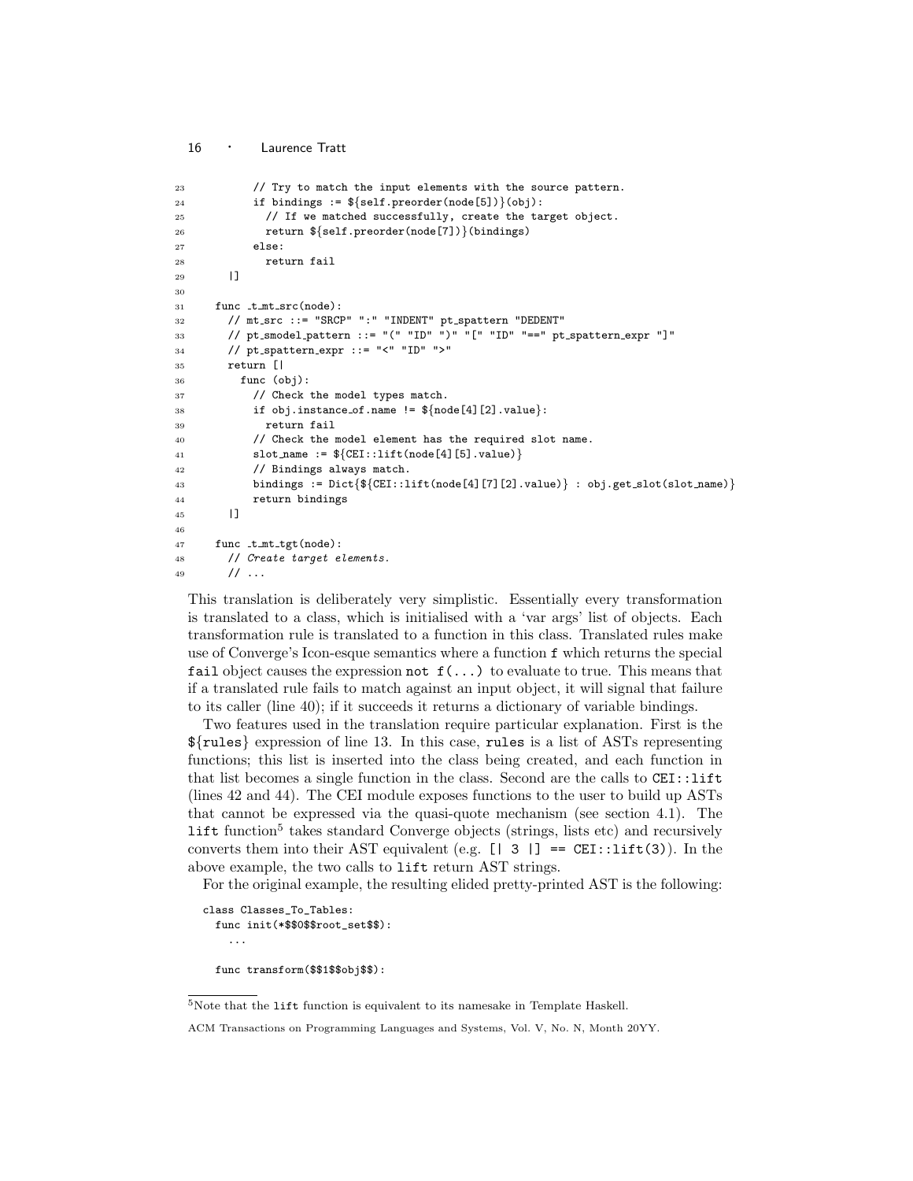```
23          // Try to match the input elements with the source pattern.
24          if bindings := ${self.preorder(node[5])}(obj):
25            // If we matched successfully, create the target object.
26            return ${self.preorder(node[7])}(bindings)
27          else:
28            return fail
29      |]
30
31    func _t_mt_src(node):
32      // mt_src ::= "SRCP" ":" "INDENT" pt_spattern "DEDENT"
33      // pt_smodel_pattern ::= "(" "ID" ")" "[" "ID" "==" pt_spattern_expr "]"
34      // pt_spattern_expr ::= "<" "ID" ">"
35      return [|
36        func (obj):
37          // Check the model types match.
38          if obj.instance_of.name != ${node[4][2].value}:
39            return fail
40          // Check the model element has the required slot name.
41          slot_name := ${CEI::lift(node[4][5].value)}
42          // Bindings always match.
43          bindings := Dict{${CEI::lift(node[4][7][2].value)} : obj.get_slot(slot_name)}
44          return bindings
45      |]
46
47    func _t_mt_tgt(node):
48      // Create target elements.
49      // ...
```

This translation is deliberately very simplistic. Essentially every transformation is translated to a class, which is initialised with a 'var args' list of objects. Each transformation rule is translated to a function in this class. Translated rules make use of Converge's Icon-esque semantics where a function `f` which returns the special `fail` object causes the expression `not f(...)` to evaluate to true. This means that if a translated rule fails to match against an input object, it will signal that failure to its caller (line 40); if it succeeds it returns a dictionary of variable bindings.

Two features used in the translation require particular explanation. First is the `${rules}` expression of line 13. In this case, `rules` is a list of ASTs representing functions; this list is inserted into the class being created, and each function in that list becomes a single function in the class. Second are the calls to `CEI::lift` (lines 42 and 44). The CEI module exposes functions to the user to build up ASTs that cannot be expressed via the quasi-quote mechanism (see section 4.1). The `lift` function[5] takes standard Converge objects (strings, lists etc) and recursively converts them into their AST equivalent (e.g. `[| 3 |] == CEI::lift(3)`). In the above example, the two calls to `lift` return AST strings.

For the original example, the resulting elided pretty-printed AST is the following:

```
class Classes_To_Tables:
  func init(*$$0$$root_set$$):
    ...

  func transform($$1$$obj$$):
```

[5]Note that the `lift` function is equivalent to its namesake in Template Haskell.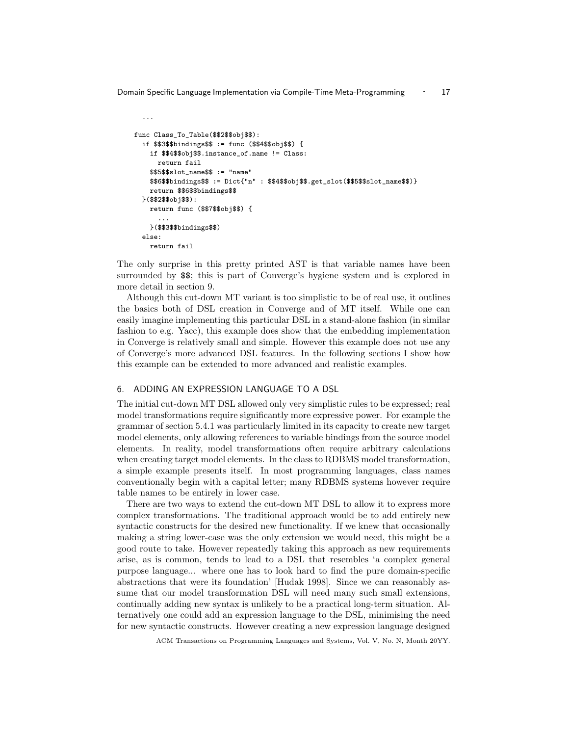```
  ...

func Class_To_Table($$2$$obj$$):
  if $$3$$bindings$$ := func ($$4$$obj$$) {
    if $$4$$obj$$.instance_of.name != Class:
      return fail
    $$5$$slot_name$$ := "name"
    $$6$$bindings$$ := Dict{"n" : $$4$$obj$$.get_slot($$5$$slot_name$$)}
    return $$6$$bindings$$
  }($$2$$obj$$):
    return func ($$7$$obj$$) {
      ...
    }($$3$$bindings$$)
  else:
    return fail
```

The only surprise in this pretty printed AST is that variable names have been surrounded by $$; this is part of Converge's hygiene system and is explored in more detail in section 9.

Although this cut-down MT variant is too simplistic to be of real use, it outlines the basics both of DSL creation in Converge and of MT itself. While one can easily imagine implementing this particular DSL in a stand-alone fashion (in similar fashion to e.g. Yacc), this example does show that the embedding implementation in Converge is relatively small and simple. However this example does not use any of Converge's more advanced DSL features. In the following sections I show how this example can be extended to more advanced and realistic examples.

## 6. ADDING AN EXPRESSION LANGUAGE TO A DSL

The initial cut-down MT DSL allowed only very simplistic rules to be expressed; real model transformations require significantly more expressive power. For example the grammar of section 5.4.1 was particularly limited in its capacity to create new target model elements, only allowing references to variable bindings from the source model elements. In reality, model transformations often require arbitrary calculations when creating target model elements. In the class to RDBMS model transformation, a simple example presents itself. In most programming languages, class names conventionally begin with a capital letter; many RDBMS systems however require table names to be entirely in lower case.

There are two ways to extend the cut-down MT DSL to allow it to express more complex transformations. The traditional approach would be to add entirely new syntactic constructs for the desired new functionality. If we knew that occasionally making a string lower-case was the only extension we would need, this might be a good route to take. However repeatedly taking this approach as new requirements arise, as is common, tends to lead to a DSL that resembles 'a complex general purpose language... where one has to look hard to find the pure domain-specific abstractions that were its foundation' [Hudak 1998]. Since we can reasonably assume that our model transformation DSL will need many such small extensions, continually adding new syntax is unlikely to be a practical long-term situation. Alternatively one could add an expression language to the DSL, minimising the need for new syntactic constructs. However creating a new expression language designed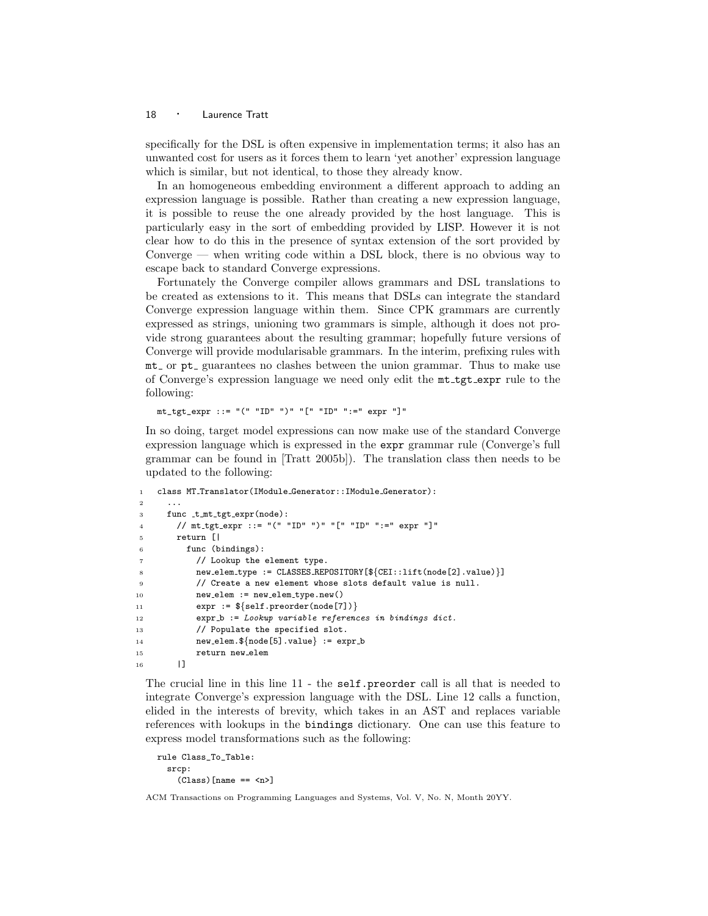specifically for the DSL is often expensive in implementation terms; it also has an unwanted cost for users as it forces them to learn 'yet another' expression language which is similar, but not identical, to those they already know.

In an homogeneous embedding environment a different approach to adding an expression language is possible. Rather than creating a new expression language, it is possible to reuse the one already provided by the host language. This is particularly easy in the sort of embedding provided by LISP. However it is not clear how to do this in the presence of syntax extension of the sort provided by Converge — when writing code within a DSL block, there is no obvious way to escape back to standard Converge expressions.

Fortunately the Converge compiler allows grammars and DSL translations to be created as extensions to it. This means that DSLs can integrate the standard Converge expression language within them. Since CPK grammars are currently expressed as strings, unioning two grammars is simple, although it does not provide strong guarantees about the resulting grammar; hopefully future versions of Converge will provide modularisable grammars. In the interim, prefixing rules with `mt_` or `pt_` guarantees no clashes between the union grammar. Thus to make use of Converge's expression language we need only edit the `mt_tgt_expr` rule to the following:

```
mt_tgt_expr ::= "(" "ID" ")" "[" "ID" ":=" expr "]"
```

In so doing, target model expressions can now make use of the standard Converge expression language which is expressed in the `expr` grammar rule (Converge's full grammar can be found in [Tratt 2005b]). The translation class then needs to be updated to the following:

```
1  class MT_Translator(IModule_Generator::IModule_Generator):
2    ...
3    func _t_mt_tgt_expr(node):
4      // mt_tgt_expr ::= "(" "ID" ")" "[" "ID" ":=" expr "]"
5      return [|
6        func (bindings):
7          // Lookup the element type.
8          new_elem_type := CLASSES_REPOSITORY[${CEI::lift(node[2].value)}]
9          // Create a new element whose slots default value is null.
10         new_elem := new_elem_type.new()
11         expr := ${self.preorder(node[7])}
12         expr_b := Lookup variable references in bindings dict.
13         // Populate the specified slot.
14         new_elem.${node[5].value} := expr_b
15         return new_elem
16     |]
```

The crucial line in this line 11 - the `self.preorder` call is all that is needed to integrate Converge's expression language with the DSL. Line 12 calls a function, elided in the interests of brevity, which takes in an AST and replaces variable references with lookups in the `bindings` dictionary. One can use this feature to express model transformations such as the following:

```
rule Class_To_Table:
  srcp:
    (Class)[name == <n>]
```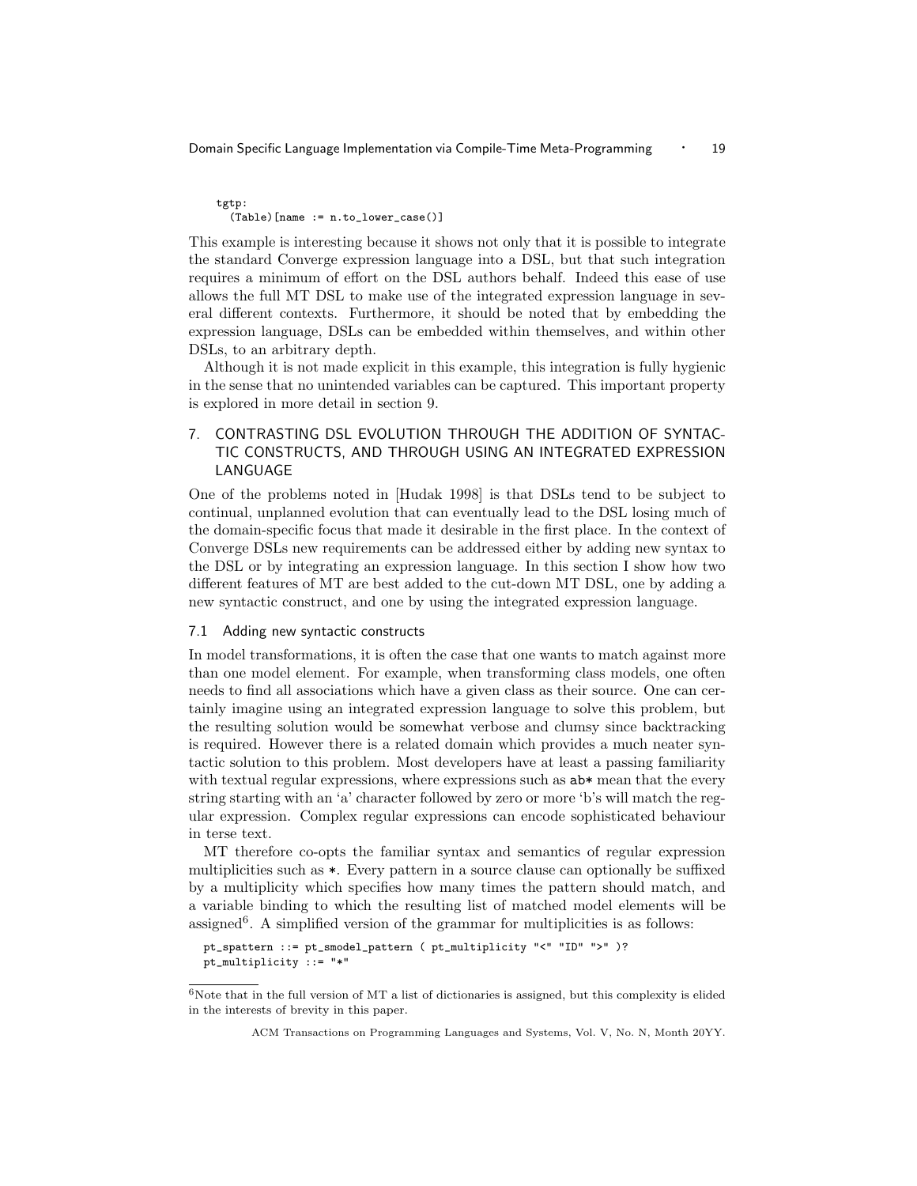```
tgtp:
  (Table)[name := n.to_lower_case()]
```

This example is interesting because it shows not only that it is possible to integrate the standard Converge expression language into a DSL, but that such integration requires a minimum of effort on the DSL authors behalf. Indeed this ease of use allows the full MT DSL to make use of the integrated expression language in several different contexts. Furthermore, it should be noted that by embedding the expression language, DSLs can be embedded within themselves, and within other DSLs, to an arbitrary depth.

Although it is not made explicit in this example, this integration is fully hygienic in the sense that no unintended variables can be captured. This important property is explored in more detail in section 9.

## 7. CONTRASTING DSL EVOLUTION THROUGH THE ADDITION OF SYNTACTIC CONSTRUCTS, AND THROUGH USING AN INTEGRATED EXPRESSION LANGUAGE

One of the problems noted in [Hudak 1998] is that DSLs tend to be subject to continual, unplanned evolution that can eventually lead to the DSL losing much of the domain-specific focus that made it desirable in the first place. In the context of Converge DSLs new requirements can be addressed either by adding new syntax to the DSL or by integrating an expression language. In this section I show how two different features of MT are best added to the cut-down MT DSL, one by adding a new syntactic construct, and one by using the integrated expression language.

### 7.1 Adding new syntactic constructs

In model transformations, it is often the case that one wants to match against more than one model element. For example, when transforming class models, one often needs to find all associations which have a given class as their source. One can certainly imagine using an integrated expression language to solve this problem, but the resulting solution would be somewhat verbose and clumsy since backtracking is required. However there is a related domain which provides a much neater syntactic solution to this problem. Most developers have at least a passing familiarity with textual regular expressions, where expressions such as `ab*` mean that the every string starting with an 'a' character followed by zero or more 'b's will match the regular expression. Complex regular expressions can encode sophisticated behaviour in terse text.

MT therefore co-opts the familiar syntax and semantics of regular expression multiplicities such as `*`. Every pattern in a source clause can optionally be suffixed by a multiplicity which specifies how many times the pattern should match, and a variable binding to which the resulting list of matched model elements will be assigned[6]. A simplified version of the grammar for multiplicities is as follows:

```
pt_spattern ::= pt_smodel_pattern ( pt_multiplicity "<" "ID" ">" )?
pt_multiplicity ::= "*"
```

[6]Note that in the full version of MT a list of dictionaries is assigned, but this complexity is elided in the interests of brevity in this paper.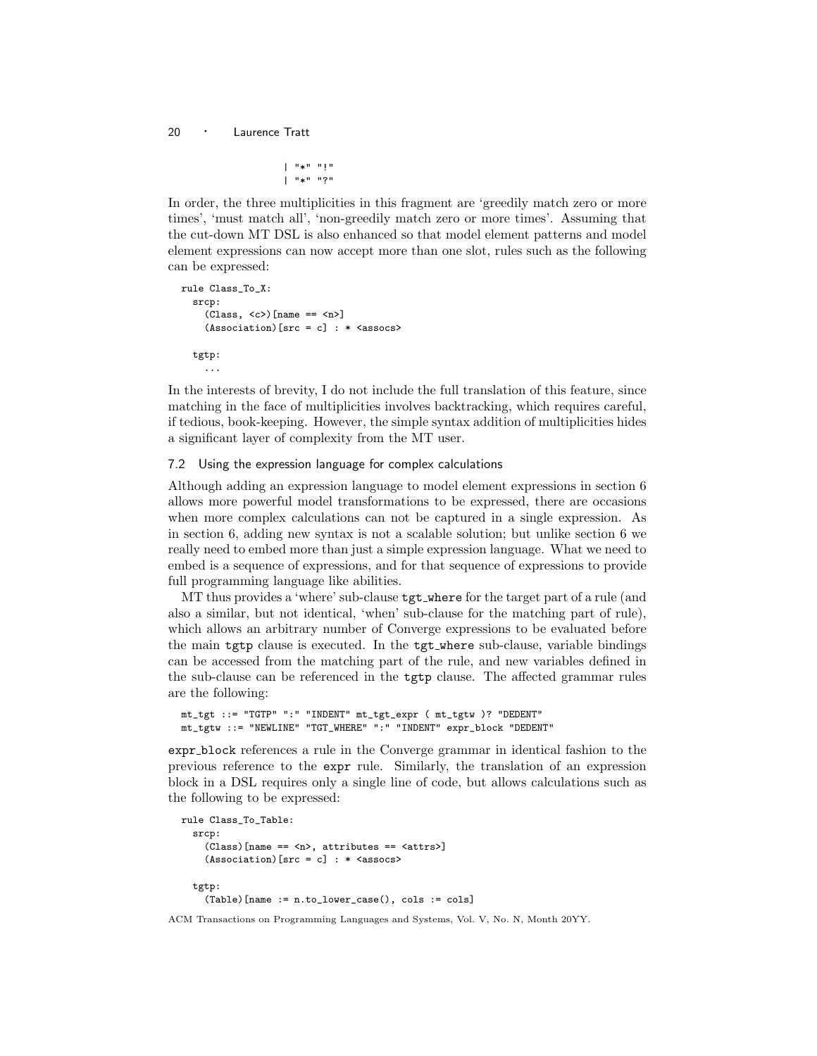```
               | "*" "!"
               | "*" "?"
```

In order, the three multiplicities in this fragment are 'greedily match zero or more times', 'must match all', 'non-greedily match zero or more times'. Assuming that the cut-down MT DSL is also enhanced so that model element patterns and model element expressions can now accept more than one slot, rules such as the following can be expressed:

```
rule Class_To_X:
  srcp:
    (Class, <c>)[name == <n>]
    (Association)[src = c] : * <assocs>

  tgtp:
    ...
```

In the interests of brevity, I do not include the full translation of this feature, since matching in the face of multiplicities involves backtracking, which requires careful, if tedious, book-keeping. However, the simple syntax addition of multiplicities hides a significant layer of complexity from the MT user.

### 7.2 Using the expression language for complex calculations

Although adding an expression language to model element expressions in section 6 allows more powerful model transformations to be expressed, there are occasions when more complex calculations can not be captured in a single expression. As in section 6, adding new syntax is not a scalable solution; but unlike section 6 we really need to embed more than just a simple expression language. What we need to embed is a sequence of expressions, and for that sequence of expressions to provide full programming language like abilities.

MT thus provides a 'where' sub-clause `tgt_where` for the target part of a rule (and also a similar, but not identical, 'when' sub-clause for the matching part of rule), which allows an arbitrary number of Converge expressions to be evaluated before the main `tgtp` clause is executed. In the `tgt_where` sub-clause, variable bindings can be accessed from the matching part of the rule, and new variables defined in the sub-clause can be referenced in the `tgtp` clause. The affected grammar rules are the following:

```
mt_tgt ::= "TGTP" ":" "INDENT" mt_tgt_expr ( mt_tgtw )? "DEDENT"
mt_tgtw ::= "NEWLINE" "TGT_WHERE" ":" "INDENT" expr_block "DEDENT"
```

`expr_block` references a rule in the Converge grammar in identical fashion to the previous reference to the `expr` rule. Similarly, the translation of an expression block in a DSL requires only a single line of code, but allows calculations such as the following to be expressed:

```
rule Class_To_Table:
  srcp:
    (Class)[name == <n>, attributes == <attrs>]
    (Association)[src = c] : * <assocs>

  tgtp:
    (Table)[name := n.to_lower_case(), cols := cols]
```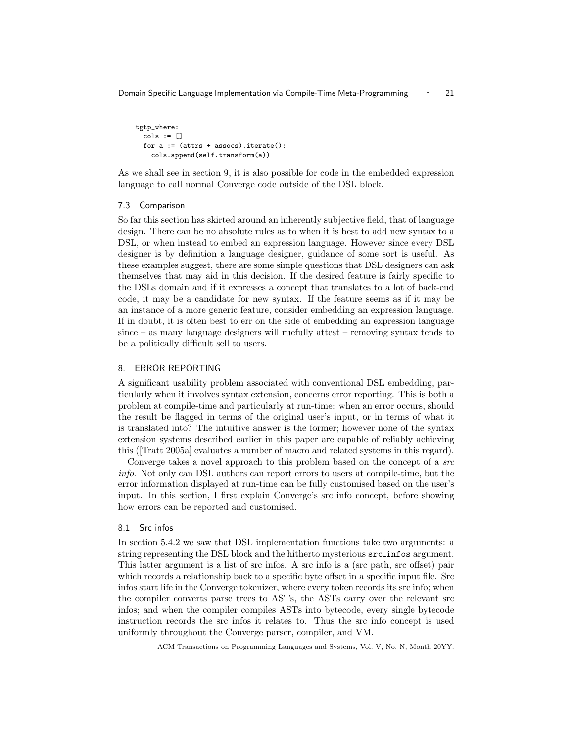```
tgtp_where:
  cols := []
  for a := (attrs + assocs).iterate():
    cols.append(self.transform(a))
```

As we shall see in section 9, it is also possible for code in the embedded expression language to call normal Converge code outside of the DSL block.

### 7.3 Comparison

So far this section has skirted around an inherently subjective field, that of language design. There can be no absolute rules as to when it is best to add new syntax to a DSL, or when instead to embed an expression language. However since every DSL designer is by definition a language designer, guidance of some sort is useful. As these examples suggest, there are some simple questions that DSL designers can ask themselves that may aid in this decision. If the desired feature is fairly specific to the DSLs domain and if it expresses a concept that translates to a lot of back-end code, it may be a candidate for new syntax. If the feature seems as if it may be an instance of a more generic feature, consider embedding an expression language. If in doubt, it is often best to err on the side of embedding an expression language since – as many language designers will ruefully attest – removing syntax tends to be a politically difficult sell to users.

## 8. ERROR REPORTING

A significant usability problem associated with conventional DSL embedding, particularly when it involves syntax extension, concerns error reporting. This is both a problem at compile-time and particularly at run-time: when an error occurs, should the result be flagged in terms of the original user's input, or in terms of what it is translated into? The intuitive answer is the former; however none of the syntax extension systems described earlier in this paper are capable of reliably achieving this ([Tratt 2005a] evaluates a number of macro and related systems in this regard).

Converge takes a novel approach to this problem based on the concept of a *src info*. Not only can DSL authors can report errors to users at compile-time, but the error information displayed at run-time can be fully customised based on the user's input. In this section, I first explain Converge's src info concept, before showing how errors can be reported and customised.

### 8.1 Src infos

In section 5.4.2 we saw that DSL implementation functions take two arguments: a string representing the DSL block and the hitherto mysterious `src_infos` argument. This latter argument is a list of src infos. A src info is a (src path, src offset) pair which records a relationship back to a specific byte offset in a specific input file. Src infos start life in the Converge tokenizer, where every token records its src info; when the compiler converts parse trees to ASTs, the ASTs carry over the relevant src infos; and when the compiler compiles ASTs into bytecode, every single bytecode instruction records the src infos it relates to. Thus the src info concept is used uniformly throughout the Converge parser, compiler, and VM.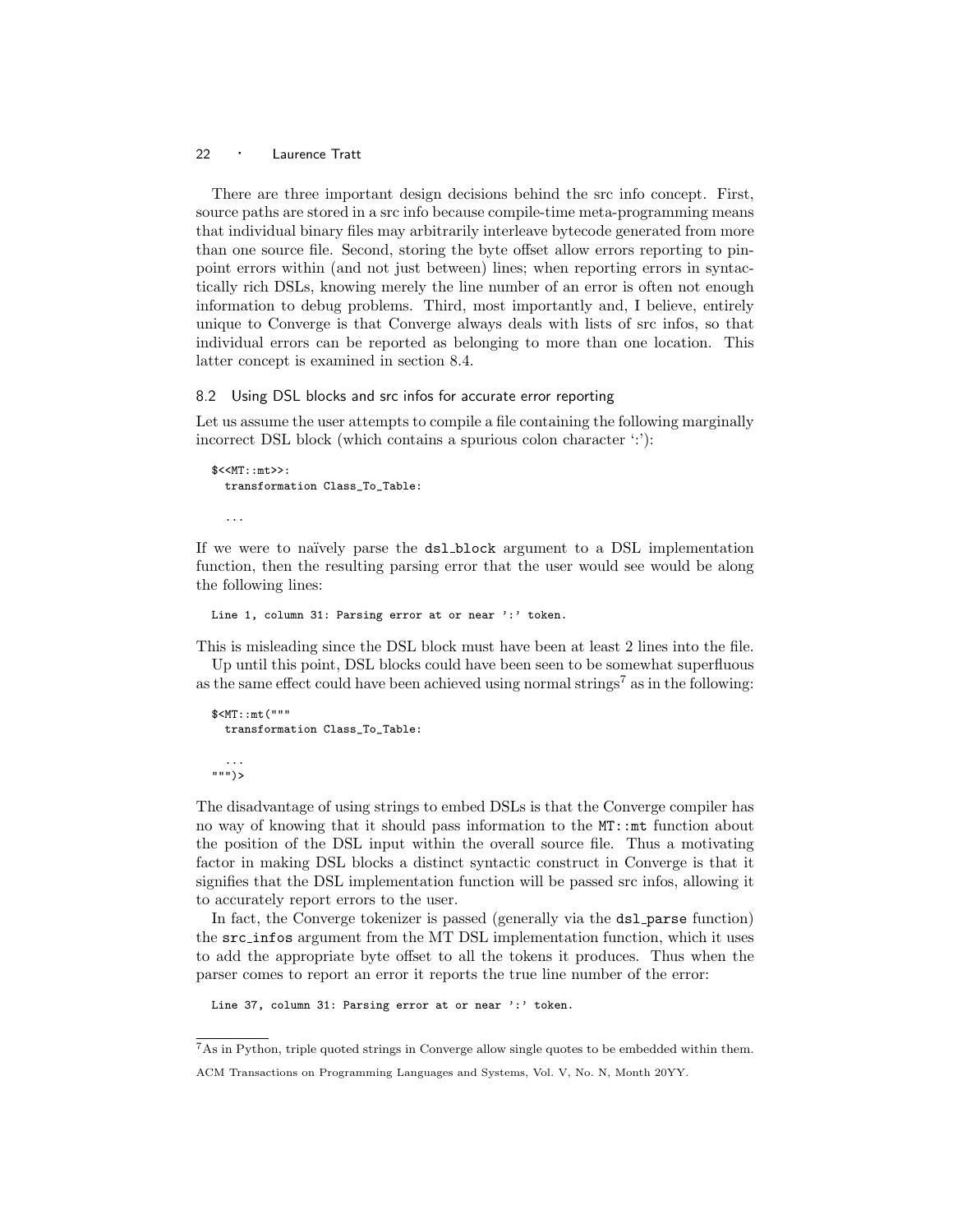There are three important design decisions behind the src info concept. First, source paths are stored in a src info because compile-time meta-programming means that individual binary files may arbitrarily interleave bytecode generated from more than one source file. Second, storing the byte offset allow errors reporting to pinpoint errors within (and not just between) lines; when reporting errors in syntactically rich DSLs, knowing merely the line number of an error is often not enough information to debug problems. Third, most importantly and, I believe, entirely unique to Converge is that Converge always deals with lists of src infos, so that individual errors can be reported as belonging to more than one location. This latter concept is examined in section 8.4.

### 8.2 Using DSL blocks and src infos for accurate error reporting

Let us assume the user attempts to compile a file containing the following marginally incorrect DSL block (which contains a spurious colon character ':'):

```
$<<MT::mt>>:
  transformation Class_To_Table:

  ...
```

If we were to naïvely parse the dsl_block argument to a DSL implementation function, then the resulting parsing error that the user would see would be along the following lines:

```
Line 1, column 31: Parsing error at or near ':' token.
```

This is misleading since the DSL block must have been at least 2 lines into the file.

Up until this point, DSL blocks could have been seen to be somewhat superfluous as the same effect could have been achieved using normal strings[7] as in the following:

```
$<MT::mt("""
  transformation Class_To_Table:

  ...
""")>
```

The disadvantage of using strings to embed DSLs is that the Converge compiler has no way of knowing that it should pass information to the MT::mt function about the position of the DSL input within the overall source file. Thus a motivating factor in making DSL blocks a distinct syntactic construct in Converge is that it signifies that the DSL implementation function will be passed src infos, allowing it to accurately report errors to the user.

In fact, the Converge tokenizer is passed (generally via the dsl_parse function) the src_infos argument from the MT DSL implementation function, which it uses to add the appropriate byte offset to all the tokens it produces. Thus when the parser comes to report an error it reports the true line number of the error:

```
Line 37, column 31: Parsing error at or near ':' token.
```

[7] As in Python, triple quoted strings in Converge allow single quotes to be embedded within them.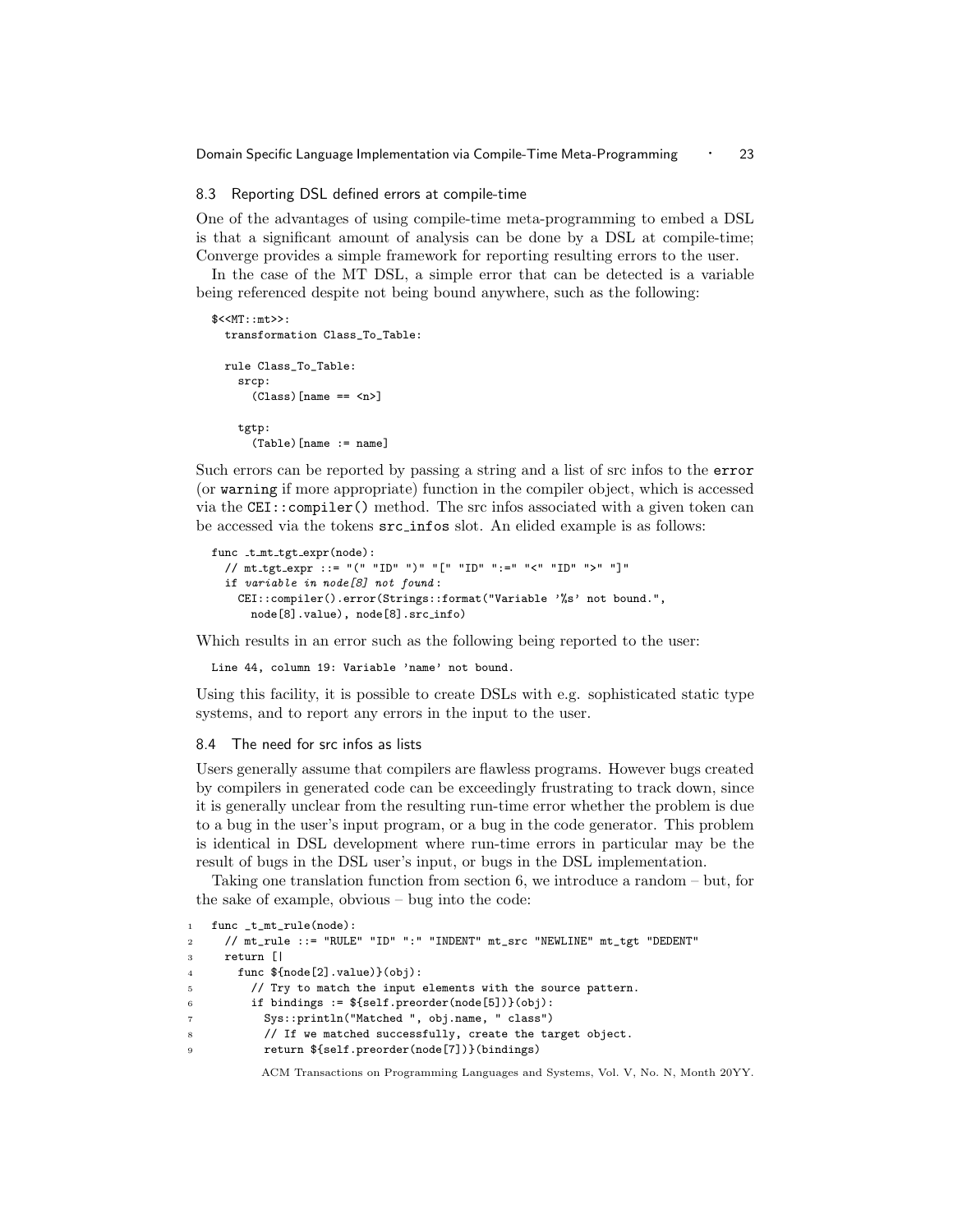### 8.3 Reporting DSL defined errors at compile-time

One of the advantages of using compile-time meta-programming to embed a DSL is that a significant amount of analysis can be done by a DSL at compile-time; Converge provides a simple framework for reporting resulting errors to the user.

In the case of the MT DSL, a simple error that can be detected is a variable being referenced despite not being bound anywhere, such as the following:

```
$<<MT::mt>>:
  transformation Class_To_Table:

  rule Class_To_Table:
    srcp:
      (Class)[name == <n>]

    tgtp:
      (Table)[name := name]
```

Such errors can be reported by passing a string and a list of src infos to the `error` (or `warning` if more appropriate) function in the compiler object, which is accessed via the `CEI::compiler()` method. The src infos associated with a given token can be accessed via the tokens `src_infos` slot. An elided example is as follows:

```
func _t_mt_tgt_expr(node):
  // mt_tgt_expr ::= "(" "ID" ")" "[" "ID" ":=" "<" "ID" ">" "]"
  if variable in node[8] not found:
    CEI::compiler().error(Strings::format("Variable '%s' not bound.",
      node[8].value), node[8].src_info)
```

Which results in an error such as the following being reported to the user:

```
Line 44, column 19: Variable 'name' not bound.
```

Using this facility, it is possible to create DSLs with e.g. sophisticated static type systems, and to report any errors in the input to the user.

### 8.4 The need for src infos as lists

Users generally assume that compilers are flawless programs. However bugs created by compilers in generated code can be exceedingly frustrating to track down, since it is generally unclear from the resulting run-time error whether the problem is due to a bug in the user's input program, or a bug in the code generator. This problem is identical in DSL development where run-time errors in particular may be the result of bugs in the DSL user's input, or bugs in the DSL implementation.

Taking one translation function from section 6, we introduce a random – but, for the sake of example, obvious – bug into the code:

```
1  func _t_mt_rule(node):
2    // mt_rule ::= "RULE" "ID" ":" "INDENT" mt_src "NEWLINE" mt_tgt "DEDENT"
3    return [|
4      func ${node[2].value}(obj):
5        // Try to match the input elements with the source pattern.
6        if bindings := ${self.preorder(node[5])}(obj):
7          Sys::println("Matched ", obj.name, " class")
8          // If we matched successfully, create the target object.
9          return ${self.preorder(node[7])}(bindings)
```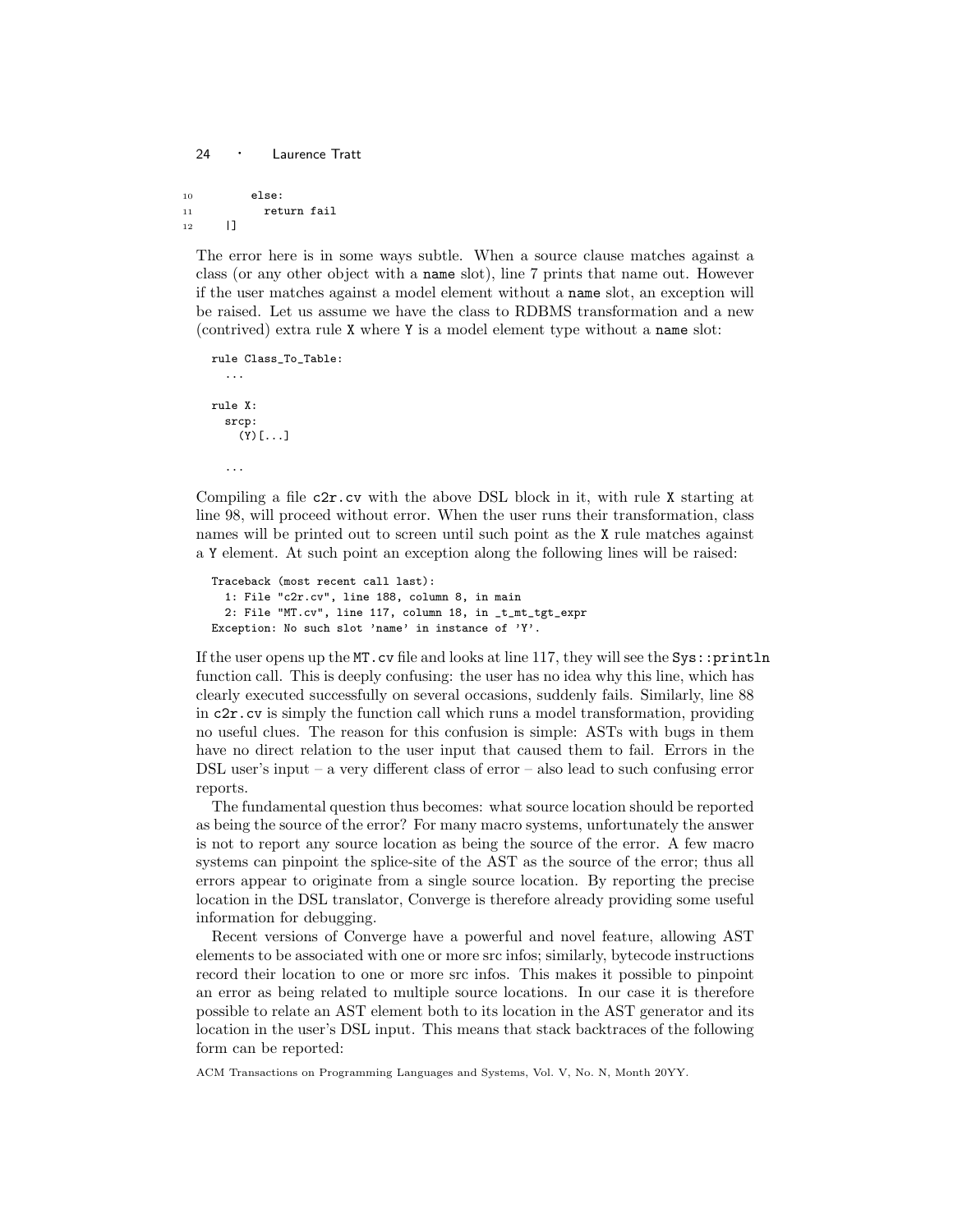```
10        else:
11          return fail
12    |]
```

The error here is in some ways subtle. When a source clause matches against a class (or any other object with a `name` slot), line 7 prints that name out. However if the user matches against a model element without a `name` slot, an exception will be raised. Let us assume we have the class to RDBMS transformation and a new (contrived) extra rule `X` where `Y` is a model element type without a `name` slot:

```
rule Class_To_Table:
  ...

rule X:
  srcp:
    (Y)[...]

  ...
```

Compiling a file `c2r.cv` with the above DSL block in it, with rule `X` starting at line 98, will proceed without error. When the user runs their transformation, class names will be printed out to screen until such point as the `X` rule matches against a `Y` element. At such point an exception along the following lines will be raised:

```
Traceback (most recent call last):
  1: File "c2r.cv", line 188, column 8, in main
  2: File "MT.cv", line 117, column 18, in _t_mt_tgt_expr
Exception: No such slot 'name' in instance of 'Y'.
```

If the user opens up the `MT.cv` file and looks at line 117, they will see the `Sys::println` function call. This is deeply confusing: the user has no idea why this line, which has clearly executed successfully on several occasions, suddenly fails. Similarly, line 88 in `c2r.cv` is simply the function call which runs a model transformation, providing no useful clues. The reason for this confusion is simple: ASTs with bugs in them have no direct relation to the user input that caused them to fail. Errors in the DSL user's input – a very different class of error – also lead to such confusing error reports.

The fundamental question thus becomes: what source location should be reported as being the source of the error? For many macro systems, unfortunately the answer is not to report any source location as being the source of the error. A few macro systems can pinpoint the splice-site of the AST as the source of the error; thus all errors appear to originate from a single source location. By reporting the precise location in the DSL translator, Converge is therefore already providing some useful information for debugging.

Recent versions of Converge have a powerful and novel feature, allowing AST elements to be associated with one or more src infos; similarly, bytecode instructions record their location to one or more src infos. This makes it possible to pinpoint an error as being related to multiple source locations. In our case it is therefore possible to relate an AST element both to its location in the AST generator and its location in the user's DSL input. This means that stack backtraces of the following form can be reported: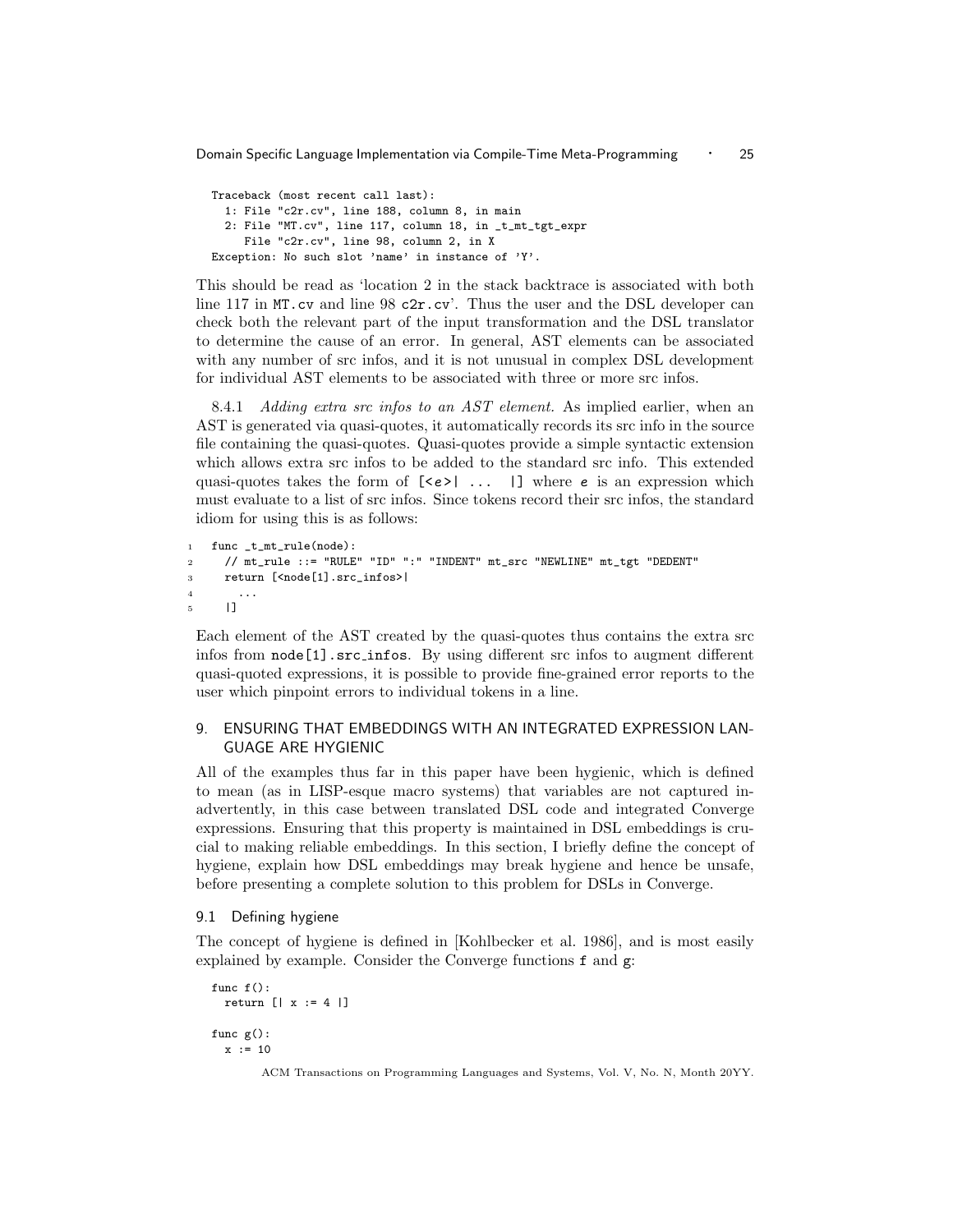```
Traceback (most recent call last):
  1: File "c2r.cv", line 188, column 8, in main
  2: File "MT.cv", line 117, column 18, in _t_mt_tgt_expr
     File "c2r.cv", line 98, column 2, in X
Exception: No such slot 'name' in instance of 'Y'.
```

This should be read as 'location 2 in the stack backtrace is associated with both line 117 in `MT.cv` and line 98 `c2r.cv`'. Thus the user and the DSL developer can check both the relevant part of the input transformation and the DSL translator to determine the cause of an error. In general, AST elements can be associated with any number of src infos, and it is not unusual in complex DSL development for individual AST elements to be associated with three or more src infos.

8.4.1 *Adding extra src infos to an AST element.* As implied earlier, when an AST is generated via quasi-quotes, it automatically records its src info in the source file containing the quasi-quotes. Quasi-quotes provide a simple syntactic extension which allows extra src infos to be added to the standard src info. This extended quasi-quotes takes the form of `[<e>| ... |]` where *e* is an expression which must evaluate to a list of src infos. Since tokens record their src infos, the standard idiom for using this is as follows:

```
1  func _t_mt_rule(node):
2    // mt_rule ::= "RULE" "ID" ":" "INDENT" mt_src "NEWLINE" mt_tgt "DEDENT"
3    return [<node[1].src_infos>|
4      ...
5    |]
```

Each element of the AST created by the quasi-quotes thus contains the extra src infos from `node[1].src_infos`. By using different src infos to augment different quasi-quoted expressions, it is possible to provide fine-grained error reports to the user which pinpoint errors to individual tokens in a line.

## 9. ENSURING THAT EMBEDDINGS WITH AN INTEGRATED EXPRESSION LANGUAGE ARE HYGIENIC

All of the examples thus far in this paper have been hygienic, which is defined to mean (as in LISP-esque macro systems) that variables are not captured inadvertently, in this case between translated DSL code and integrated Converge expressions. Ensuring that this property is maintained in DSL embeddings is crucial to making reliable embeddings. In this section, I briefly define the concept of hygiene, explain how DSL embeddings may break hygiene and hence be unsafe, before presenting a complete solution to this problem for DSLs in Converge.

### 9.1 Defining hygiene

The concept of hygiene is defined in [Kohlbecker et al. 1986], and is most easily explained by example. Consider the Converge functions `f` and `g`:

```
func f():
  return [| x := 4 |]

func g():
  x := 10
```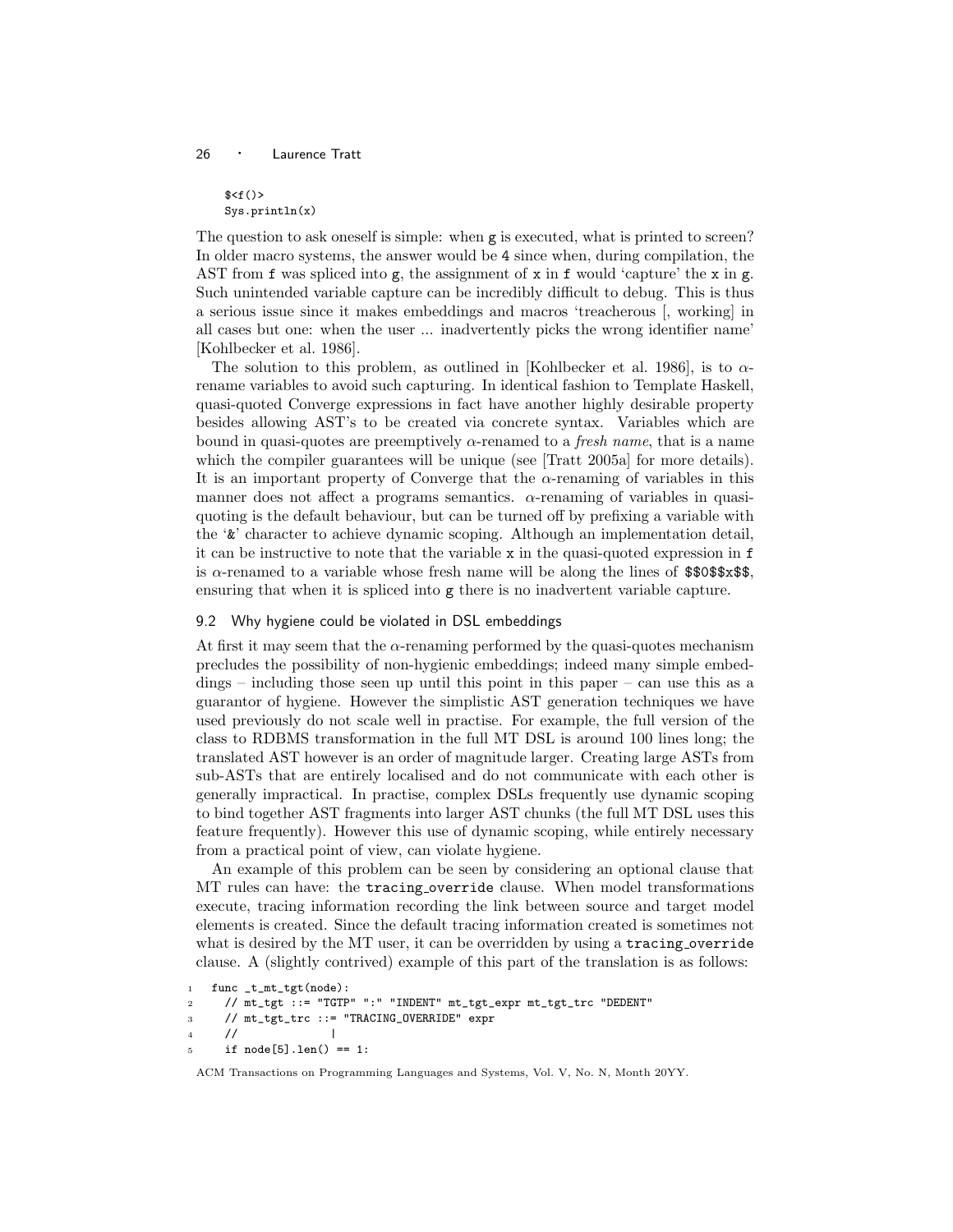```
$<f()>
Sys.println(x)
```

The question to ask oneself is simple: when g is executed, what is printed to screen? In older macro systems, the answer would be 4 since when, during compilation, the AST from f was spliced into g, the assignment of x in f would 'capture' the x in g. Such unintended variable capture can be incredibly difficult to debug. This is thus a serious issue since it makes embeddings and macros 'treacherous [, working] in all cases but one: when the user ... inadvertently picks the wrong identifier name' [Kohlbecker et al. 1986].

The solution to this problem, as outlined in [Kohlbecker et al. 1986], is to $\alpha$-rename variables to avoid such capturing. In identical fashion to Template Haskell, quasi-quoted Converge expressions in fact have another highly desirable property besides allowing AST's to be created via concrete syntax. Variables which are bound in quasi-quotes are preemptively $\alpha$-renamed to a *fresh name*, that is a name which the compiler guarantees will be unique (see [Tratt 2005a] for more details). It is an important property of Converge that the $\alpha$-renaming of variables in this manner does not affect a programs semantics. $\alpha$-renaming of variables in quasi-quoting is the default behaviour, but can be turned off by prefixing a variable with the '&' character to achieve dynamic scoping. Although an implementation detail, it can be instructive to note that the variable x in the quasi-quoted expression in f is $\alpha$-renamed to a variable whose fresh name will be along the lines of `$$0$$x$$`, ensuring that when it is spliced into g there is no inadvertent variable capture.

### 9.2 Why hygiene could be violated in DSL embeddings

At first it may seem that the $\alpha$-renaming performed by the quasi-quotes mechanism precludes the possibility of non-hygienic embeddings; indeed many simple embeddings – including those seen up until this point in this paper – can use this as a guarantor of hygiene. However the simplistic AST generation techniques we have used previously do not scale well in practise. For example, the full version of the class to RDBMS transformation in the full MT DSL is around 100 lines long; the translated AST however is an order of magnitude larger. Creating large ASTs from sub-ASTs that are entirely localised and do not communicate with each other is generally impractical. In practise, complex DSLs frequently use dynamic scoping to bind together AST fragments into larger AST chunks (the full MT DSL uses this feature frequently). However this use of dynamic scoping, while entirely necessary from a practical point of view, can violate hygiene.

An example of this problem can be seen by considering an optional clause that MT rules can have: the tracing_override clause. When model transformations execute, tracing information recording the link between source and target model elements is created. Since the default tracing information created is sometimes not what is desired by the MT user, it can be overridden by using a tracing_override clause. A (slightly contrived) example of this part of the translation is as follows:

```
1  func _t_mt_tgt(node):
2    // mt_tgt ::= "TGTP" ":" "INDENT" mt_tgt_expr mt_tgt_trc "DEDENT"
3    // mt_tgt_trc ::= "TRACING_OVERRIDE" expr
4    //             |
5    if node[5].len() == 1:
```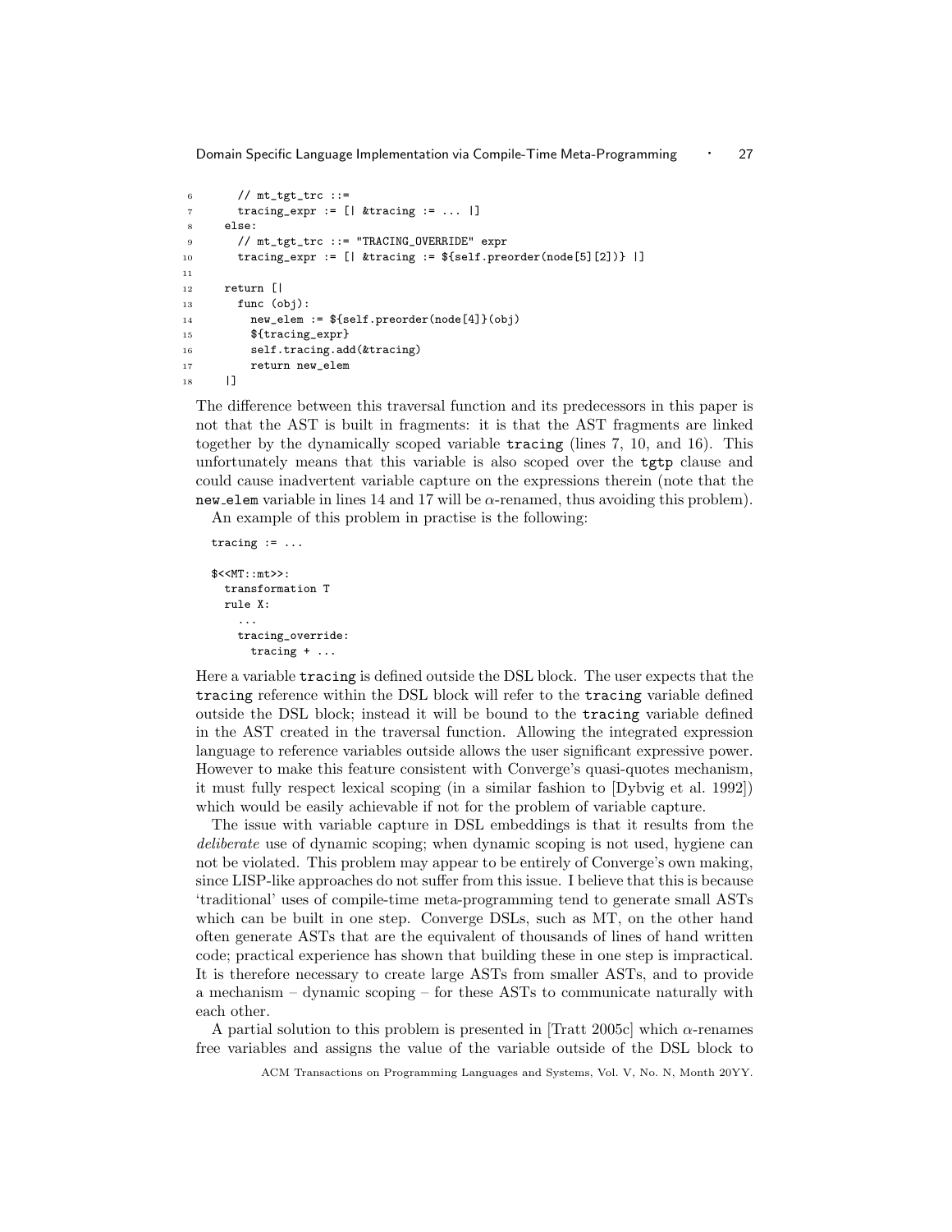```
6      // mt_tgt_trc ::=
7      tracing_expr := [| &tracing := ... |]
8    else:
9      // mt_tgt_trc ::= "TRACING_OVERRIDE" expr
10     tracing_expr := [| &tracing := ${self.preorder(node[5][2])} |]
11
12   return [|
13     func (obj):
14       new_elem := ${self.preorder(node[4]}(obj)
15       ${tracing_expr}
16       self.tracing.add(&tracing)
17       return new_elem
18   |]
```

The difference between this traversal function and its predecessors in this paper is not that the AST is built in fragments: it is that the AST fragments are linked together by the dynamically scoped variable `tracing` (lines 7, 10, and 16). This unfortunately means that this variable is also scoped over the `tgtp` clause and could cause inadvertent variable capture on the expressions therein (note that the `new_elem` variable in lines 14 and 17 will be $\alpha$-renamed, thus avoiding this problem).

An example of this problem in practise is the following:

```
tracing := ...

$<<MT::mt>>:
  transformation T
  rule X:
    ...
    tracing_override:
      tracing + ...
```

Here a variable `tracing` is defined outside the DSL block. The user expects that the `tracing` reference within the DSL block will refer to the `tracing` variable defined outside the DSL block; instead it will be bound to the `tracing` variable defined in the AST created in the traversal function. Allowing the integrated expression language to reference variables outside allows the user significant expressive power. However to make this feature consistent with Converge's quasi-quotes mechanism, it must fully respect lexical scoping (in a similar fashion to [Dybvig et al. 1992]) which would be easily achievable if not for the problem of variable capture.

The issue with variable capture in DSL embeddings is that it results from the *deliberate* use of dynamic scoping; when dynamic scoping is not used, hygiene can not be violated. This problem may appear to be entirely of Converge's own making, since LISP-like approaches do not suffer from this issue. I believe that this is because 'traditional' uses of compile-time meta-programming tend to generate small ASTs which can be built in one step. Converge DSLs, such as MT, on the other hand often generate ASTs that are the equivalent of thousands of lines of hand written code; practical experience has shown that building these in one step is impractical. It is therefore necessary to create large ASTs from smaller ASTs, and to provide a mechanism – dynamic scoping – for these ASTs to communicate naturally with each other.

A partial solution to this problem is presented in [Tratt 2005c] which $\alpha$-renames free variables and assigns the value of the variable outside of the DSL block to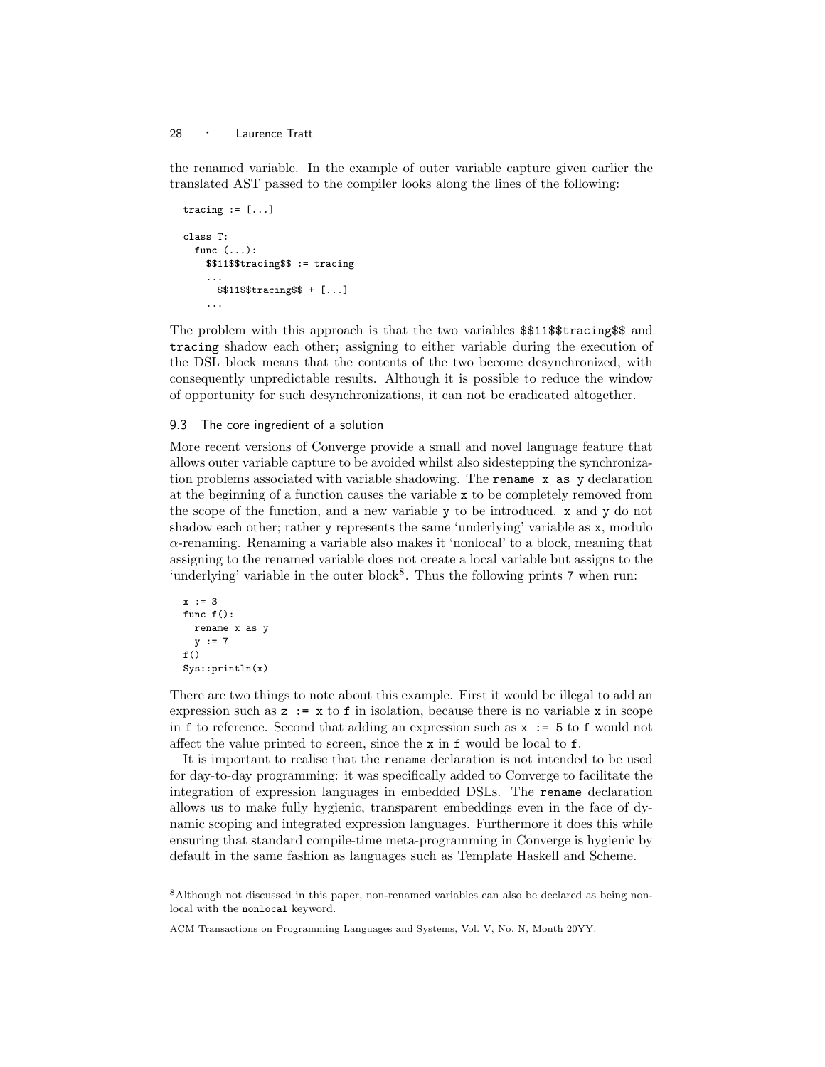the renamed variable. In the example of outer variable capture given earlier the translated AST passed to the compiler looks along the lines of the following:

```
tracing := [...]

class T:
  func (...):
    $$11$$tracing$$ := tracing
    ...
      $$11$$tracing$$ + [...]
    ...
```

The problem with this approach is that the two variables `$$11$$tracing$$` and `tracing` shadow each other; assigning to either variable during the execution of the DSL block means that the contents of the two become desynchronized, with consequently unpredictable results. Although it is possible to reduce the window of opportunity for such desynchronizations, it can not be eradicated altogether.

### 9.3 The core ingredient of a solution

More recent versions of Converge provide a small and novel language feature that allows outer variable capture to be avoided whilst also sidestepping the synchronization problems associated with variable shadowing. The `rename x as y` declaration at the beginning of a function causes the variable `x` to be completely removed from the scope of the function, and a new variable `y` to be introduced. `x` and `y` do not shadow each other; rather `y` represents the same 'underlying' variable as `x`, modulo $\alpha$-renaming. Renaming a variable also makes it 'nonlocal' to a block, meaning that assigning to the renamed variable does not create a local variable but assigns to the 'underlying' variable in the outer block[8]. Thus the following prints `7` when run:

```
x := 3
func f():
  rename x as y
  y := 7
f()
Sys::println(x)
```

There are two things to note about this example. First it would be illegal to add an expression such as `z := x` to `f` in isolation, because there is no variable `x` in scope in `f` to reference. Second that adding an expression such as `x := 5` to `f` would not affect the value printed to screen, since the `x` in `f` would be local to `f`.

It is important to realise that the `rename` declaration is not intended to be used for day-to-day programming: it was specifically added to Converge to facilitate the integration of expression languages in embedded DSLs. The `rename` declaration allows us to make fully hygienic, transparent embeddings even in the face of dynamic scoping and integrated expression languages. Furthermore it does this while ensuring that standard compile-time meta-programming in Converge is hygienic by default in the same fashion as languages such as Template Haskell and Scheme.

[8] Although not discussed in this paper, non-renamed variables can also be declared as being nonlocal with the `nonlocal` keyword.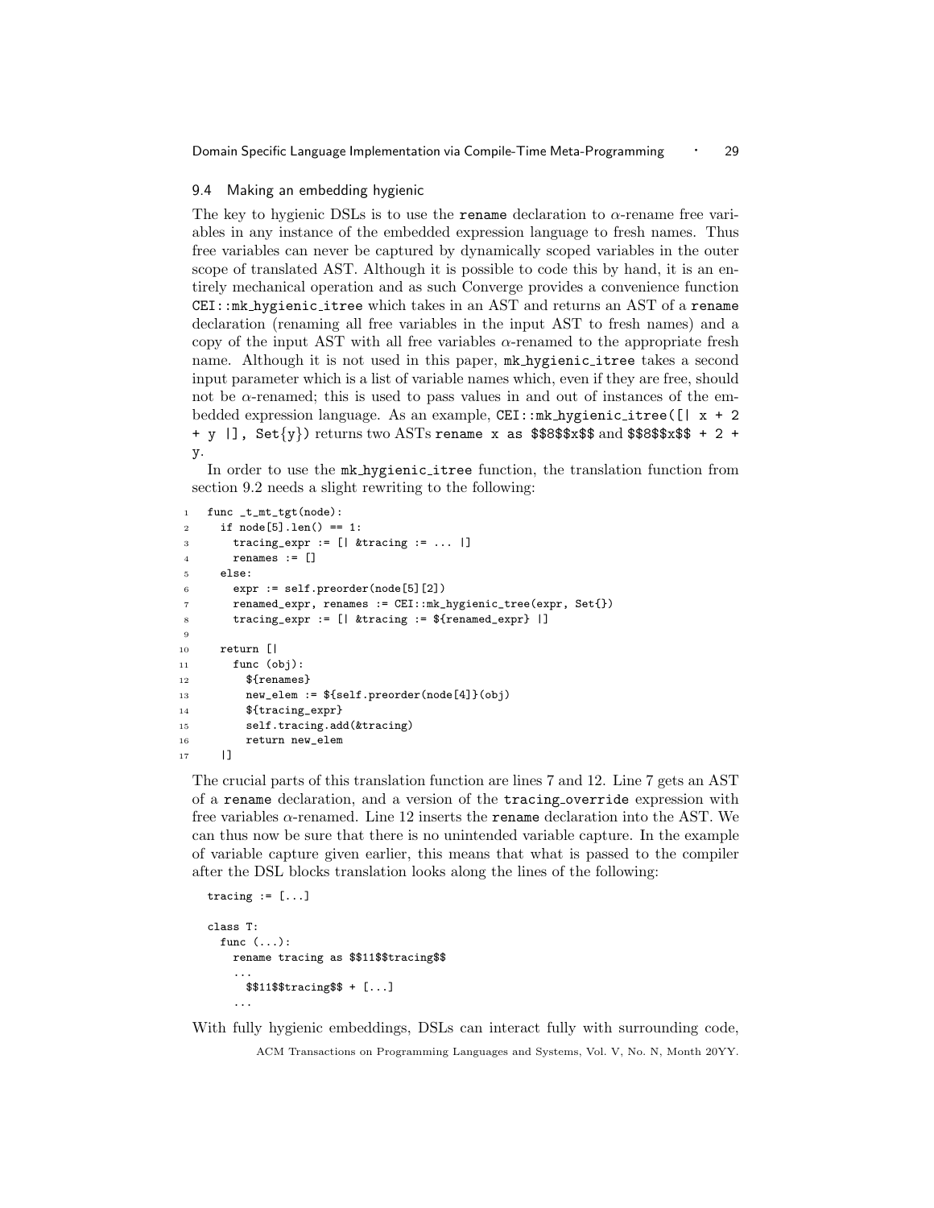## 9.4 Making an embedding hygienic

The key to hygienic DSLs is to use the `rename` declaration to $\alpha$-rename free variables in any instance of the embedded expression language to fresh names. Thus free variables can never be captured by dynamically scoped variables in the outer scope of translated AST. Although it is possible to code this by hand, it is an entirely mechanical operation and as such Converge provides a convenience function `CEI::mk_hygienic_itree` which takes in an AST and returns an AST of a `rename` declaration (renaming all free variables in the input AST to fresh names) and a copy of the input AST with all free variables $\alpha$-renamed to the appropriate fresh name. Although it is not used in this paper, `mk_hygienic_itree` takes a second input parameter which is a list of variable names which, even if they are free, should not be $\alpha$-renamed; this is used to pass values in and out of instances of the embedded expression language. As an example, `CEI::mk_hygienic_itree([| x + 2 + y |], Set{y})` returns two ASTs `rename x as $$8$$x$$` and `$$8$$x$$ + 2 + y`.

In order to use the `mk_hygienic_itree` function, the translation function from section 9.2 needs a slight rewriting to the following:

```
1  func _t_mt_tgt(node):
2    if node[5].len() == 1:
3      tracing_expr := [| &tracing := ... |]
4      renames := []
5    else:
6      expr := self.preorder(node[5][2])
7      renamed_expr, renames := CEI::mk_hygienic_tree(expr, Set{})
8      tracing_expr := [| &tracing := ${renamed_expr} |]
9
10   return [|
11     func (obj):
12       ${renames}
13       new_elem := ${self.preorder(node[4]}(obj)
14       ${tracing_expr}
15       self.tracing.add(&tracing)
16       return new_elem
17   |]
```

The crucial parts of this translation function are lines 7 and 12. Line 7 gets an AST of a `rename` declaration, and a version of the `tracing_override` expression with free variables $\alpha$-renamed. Line 12 inserts the `rename` declaration into the AST. We can thus now be sure that there is no unintended variable capture. In the example of variable capture given earlier, this means that what is passed to the compiler after the DSL blocks translation looks along the lines of the following:

```
tracing := [...]

class T:
  func (...):
    rename tracing as $$11$$tracing$$
    ...
      $$11$$tracing$$ + [...]
    ...
```

With fully hygienic embeddings, DSLs can interact fully with surrounding code,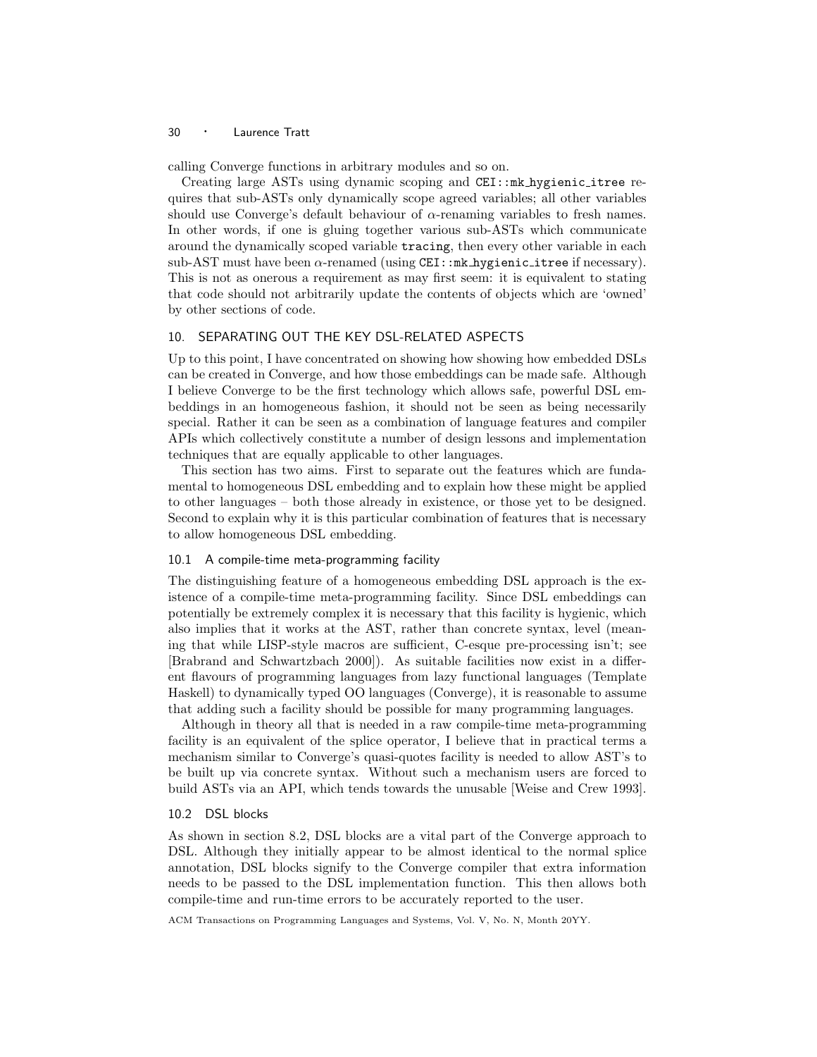calling Converge functions in arbitrary modules and so on.

Creating large ASTs using dynamic scoping and `CEI::mk_hygienic_itree` requires that sub-ASTs only dynamically scope agreed variables; all other variables should use Converge's default behaviour of $\alpha$-renaming variables to fresh names. In other words, if one is gluing together various sub-ASTs which communicate around the dynamically scoped variable `tracing`, then every other variable in each sub-AST must have been $\alpha$-renamed (using `CEI::mk_hygienic_itree` if necessary). This is not as onerous a requirement as may first seem: it is equivalent to stating that code should not arbitrarily update the contents of objects which are 'owned' by other sections of code.

## 10. SEPARATING OUT THE KEY DSL-RELATED ASPECTS

Up to this point, I have concentrated on showing how showing how embedded DSLs can be created in Converge, and how those embeddings can be made safe. Although I believe Converge to be the first technology which allows safe, powerful DSL embeddings in an homogeneous fashion, it should not be seen as being necessarily special. Rather it can be seen as a combination of language features and compiler APIs which collectively constitute a number of design lessons and implementation techniques that are equally applicable to other languages.

This section has two aims. First to separate out the features which are fundamental to homogeneous DSL embedding and to explain how these might be applied to other languages – both those already in existence, or those yet to be designed. Second to explain why it is this particular combination of features that is necessary to allow homogeneous DSL embedding.

### 10.1 A compile-time meta-programming facility

The distinguishing feature of a homogeneous embedding DSL approach is the existence of a compile-time meta-programming facility. Since DSL embeddings can potentially be extremely complex it is necessary that this facility is hygienic, which also implies that it works at the AST, rather than concrete syntax, level (meaning that while LISP-style macros are sufficient, C-esque pre-processing isn't; see [Brabrand and Schwartzbach 2000]). As suitable facilities now exist in a different flavours of programming languages from lazy functional languages (Template Haskell) to dynamically typed OO languages (Converge), it is reasonable to assume that adding such a facility should be possible for many programming languages.

Although in theory all that is needed in a raw compile-time meta-programming facility is an equivalent of the splice operator, I believe that in practical terms a mechanism similar to Converge's quasi-quotes facility is needed to allow AST's to be built up via concrete syntax. Without such a mechanism users are forced to build ASTs via an API, which tends towards the unusable [Weise and Crew 1993].

### 10.2 DSL blocks

As shown in section 8.2, DSL blocks are a vital part of the Converge approach to DSL. Although they initially appear to be almost identical to the normal splice annotation, DSL blocks signify to the Converge compiler that extra information needs to be passed to the DSL implementation function. This then allows both compile-time and run-time errors to be accurately reported to the user.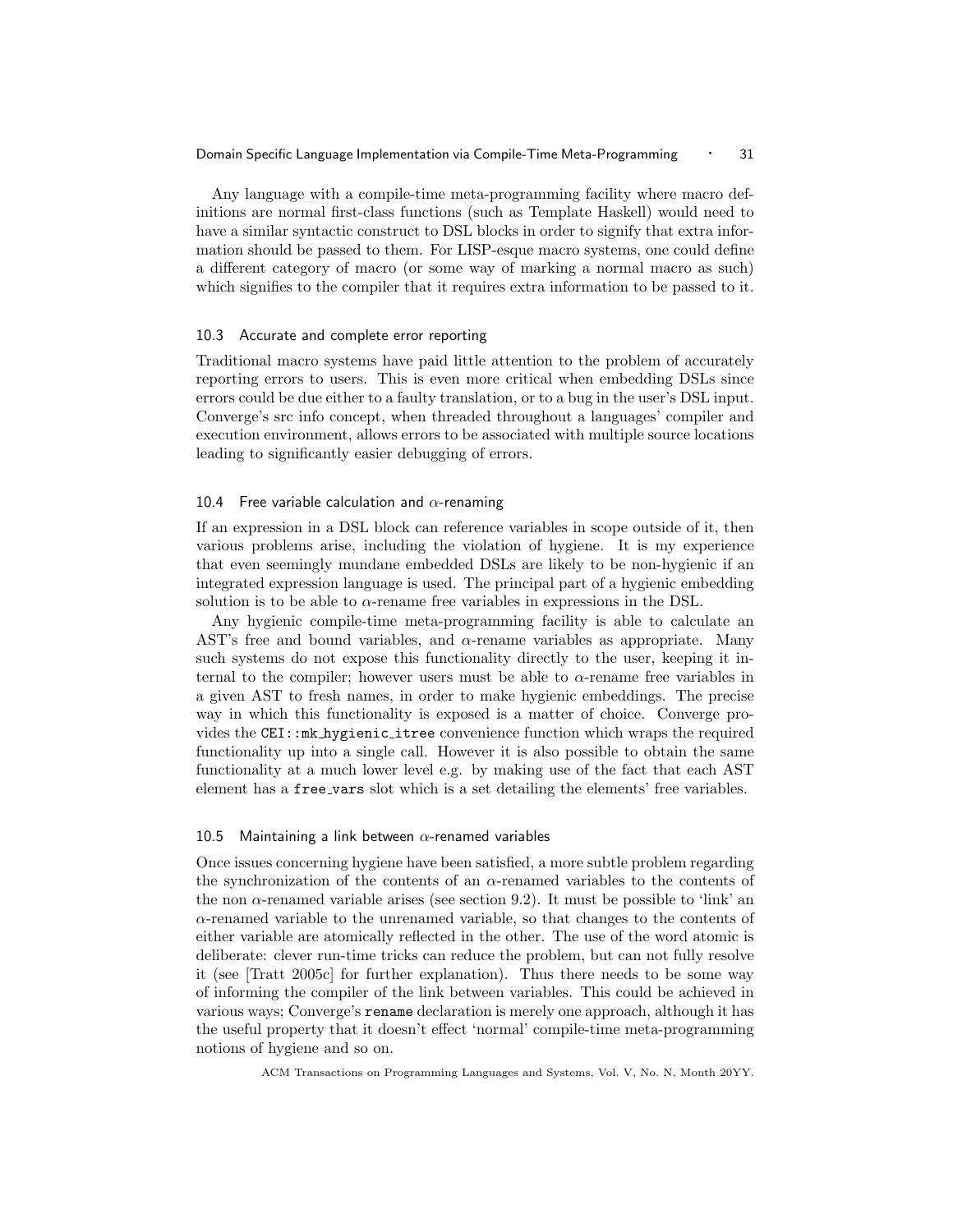Any language with a compile-time meta-programming facility where macro definitions are normal first-class functions (such as Template Haskell) would need to have a similar syntactic construct to DSL blocks in order to signify that extra information should be passed to them. For LISP-esque macro systems, one could define a different category of macro (or some way of marking a normal macro as such) which signifies to the compiler that it requires extra information to be passed to it.

### 10.3 Accurate and complete error reporting

Traditional macro systems have paid little attention to the problem of accurately reporting errors to users. This is even more critical when embedding DSLs since errors could be due either to a faulty translation, or to a bug in the user's DSL input. Converge's src info concept, when threaded throughout a languages' compiler and execution environment, allows errors to be associated with multiple source locations leading to significantly easier debugging of errors.

### 10.4 Free variable calculation and $\alpha$-renaming

If an expression in a DSL block can reference variables in scope outside of it, then various problems arise, including the violation of hygiene. It is my experience that even seemingly mundane embedded DSLs are likely to be non-hygienic if an integrated expression language is used. The principal part of a hygienic embedding solution is to be able to $\alpha$-rename free variables in expressions in the DSL.

Any hygienic compile-time meta-programming facility is able to calculate an AST's free and bound variables, and $\alpha$-rename variables as appropriate. Many such systems do not expose this functionality directly to the user, keeping it internal to the compiler; however users must be able to $\alpha$-rename free variables in a given AST to fresh names, in order to make hygienic embeddings. The precise way in which this functionality is exposed is a matter of choice. Converge provides the `CEI::mk_hygienic_itree` convenience function which wraps the required functionality up into a single call. However it is also possible to obtain the same functionality at a much lower level e.g. by making use of the fact that each AST element has a `free_vars` slot which is a set detailing the elements' free variables.

### 10.5 Maintaining a link between $\alpha$-renamed variables

Once issues concerning hygiene have been satisfied, a more subtle problem regarding the synchronization of the contents of an $\alpha$-renamed variables to the contents of the non $\alpha$-renamed variable arises (see section 9.2). It must be possible to 'link' an $\alpha$-renamed variable to the unrenamed variable, so that changes to the contents of either variable are atomically reflected in the other. The use of the word atomic is deliberate: clever run-time tricks can reduce the problem, but can not fully resolve it (see [Tratt 2005c] for further explanation). Thus there needs to be some way of informing the compiler of the link between variables. This could be achieved in various ways; Converge's `rename` declaration is merely one approach, although it has the useful property that it doesn't effect 'normal' compile-time meta-programming notions of hygiene and so on.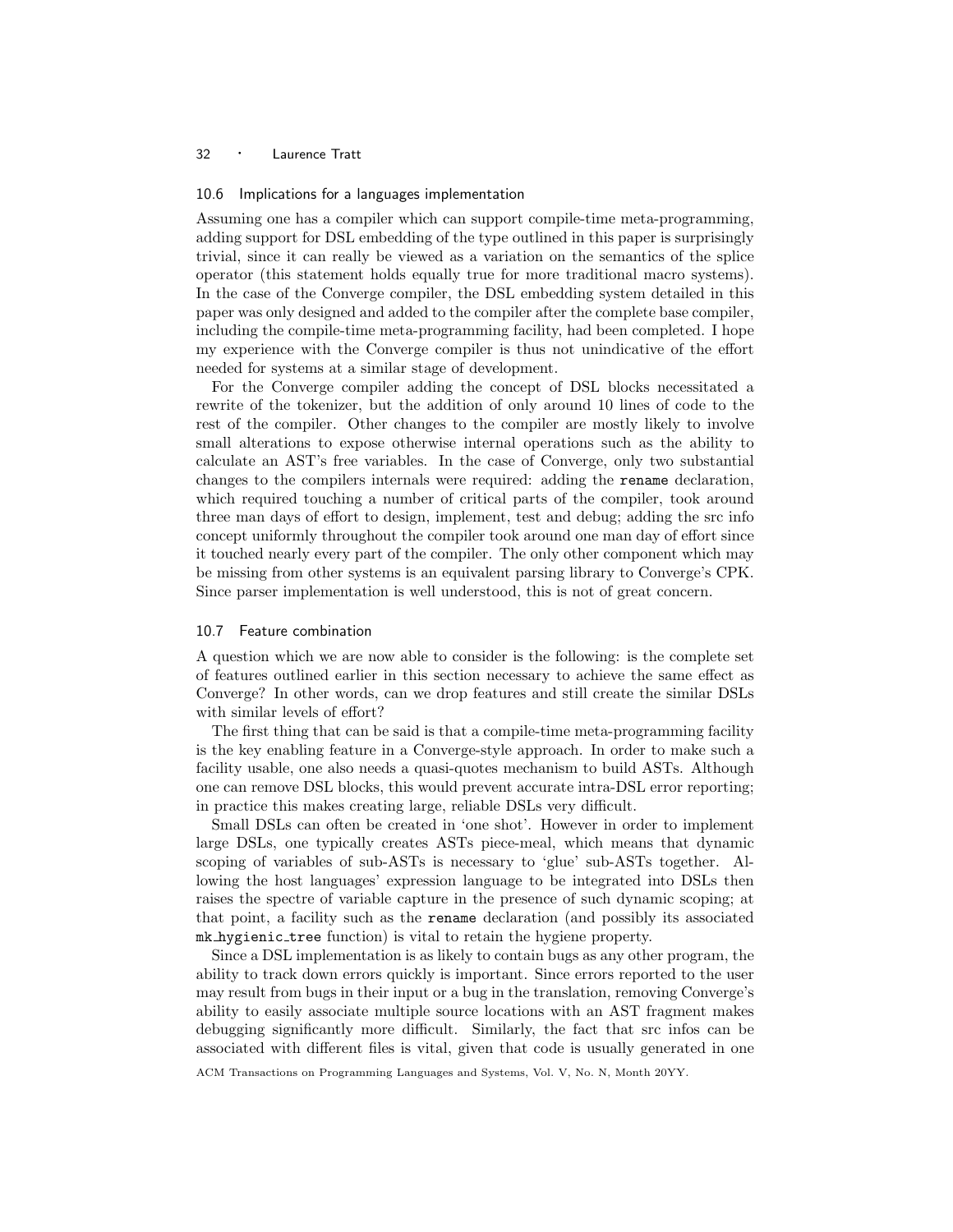### 10.6 Implications for a languages implementation

Assuming one has a compiler which can support compile-time meta-programming, adding support for DSL embedding of the type outlined in this paper is surprisingly trivial, since it can really be viewed as a variation on the semantics of the splice operator (this statement holds equally true for more traditional macro systems). In the case of the Converge compiler, the DSL embedding system detailed in this paper was only designed and added to the compiler after the complete base compiler, including the compile-time meta-programming facility, had been completed. I hope my experience with the Converge compiler is thus not unindicative of the effort needed for systems at a similar stage of development.

For the Converge compiler adding the concept of DSL blocks necessitated a rewrite of the tokenizer, but the addition of only around 10 lines of code to the rest of the compiler. Other changes to the compiler are mostly likely to involve small alterations to expose otherwise internal operations such as the ability to calculate an AST's free variables. In the case of Converge, only two substantial changes to the compilers internals were required: adding the `rename` declaration, which required touching a number of critical parts of the compiler, took around three man days of effort to design, implement, test and debug; adding the src info concept uniformly throughout the compiler took around one man day of effort since it touched nearly every part of the compiler. The only other component which may be missing from other systems is an equivalent parsing library to Converge's CPK. Since parser implementation is well understood, this is not of great concern.

### 10.7 Feature combination

A question which we are now able to consider is the following: is the complete set of features outlined earlier in this section necessary to achieve the same effect as Converge? In other words, can we drop features and still create the similar DSLs with similar levels of effort?

The first thing that can be said is that a compile-time meta-programming facility is the key enabling feature in a Converge-style approach. In order to make such a facility usable, one also needs a quasi-quotes mechanism to build ASTs. Although one can remove DSL blocks, this would prevent accurate intra-DSL error reporting; in practice this makes creating large, reliable DSLs very difficult.

Small DSLs can often be created in 'one shot'. However in order to implement large DSLs, one typically creates ASTs piece-meal, which means that dynamic scoping of variables of sub-ASTs is necessary to 'glue' sub-ASTs together. Allowing the host languages' expression language to be integrated into DSLs then raises the spectre of variable capture in the presence of such dynamic scoping; at that point, a facility such as the `rename` declaration (and possibly its associated `mk_hygienic_tree` function) is vital to retain the hygiene property.

Since a DSL implementation is as likely to contain bugs as any other program, the ability to track down errors quickly is important. Since errors reported to the user may result from bugs in their input or a bug in the translation, removing Converge's ability to easily associate multiple source locations with an AST fragment makes debugging significantly more difficult. Similarly, the fact that src infos can be associated with different files is vital, given that code is usually generated in one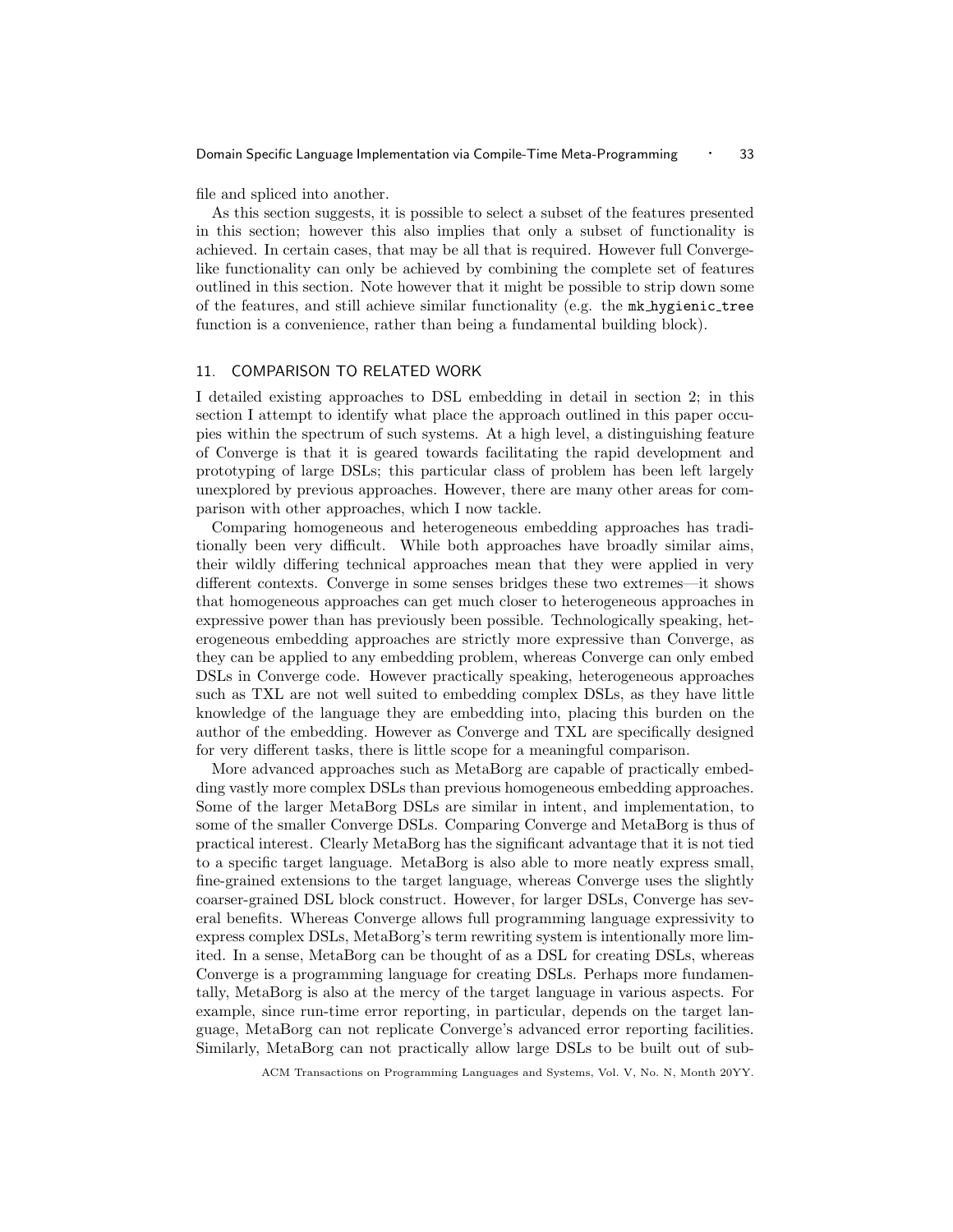file and spliced into another.

As this section suggests, it is possible to select a subset of the features presented in this section; however this also implies that only a subset of functionality is achieved. In certain cases, that may be all that is required. However full Converge-like functionality can only be achieved by combining the complete set of features outlined in this section. Note however that it might be possible to strip down some of the features, and still achieve similar functionality (e.g. the `mk_hygienic_tree` function is a convenience, rather than being a fundamental building block).

## 11. COMPARISON TO RELATED WORK

I detailed existing approaches to DSL embedding in detail in section 2; in this section I attempt to identify what place the approach outlined in this paper occupies within the spectrum of such systems. At a high level, a distinguishing feature of Converge is that it is geared towards facilitating the rapid development and prototyping of large DSLs; this particular class of problem has been left largely unexplored by previous approaches. However, there are many other areas for comparison with other approaches, which I now tackle.

Comparing homogeneous and heterogeneous embedding approaches has traditionally been very difficult. While both approaches have broadly similar aims, their wildly differing technical approaches mean that they were applied in very different contexts. Converge in some senses bridges these two extremes—it shows that homogeneous approaches can get much closer to heterogeneous approaches in expressive power than has previously been possible. Technologically speaking, heterogeneous embedding approaches are strictly more expressive than Converge, as they can be applied to any embedding problem, whereas Converge can only embed DSLs in Converge code. However practically speaking, heterogeneous approaches such as TXL are not well suited to embedding complex DSLs, as they have little knowledge of the language they are embedding into, placing this burden on the author of the embedding. However as Converge and TXL are specifically designed for very different tasks, there is little scope for a meaningful comparison.

More advanced approaches such as MetaBorg are capable of practically embedding vastly more complex DSLs than previous homogeneous embedding approaches. Some of the larger MetaBorg DSLs are similar in intent, and implementation, to some of the smaller Converge DSLs. Comparing Converge and MetaBorg is thus of practical interest. Clearly MetaBorg has the significant advantage that it is not tied to a specific target language. MetaBorg is also able to more neatly express small, fine-grained extensions to the target language, whereas Converge uses the slightly coarser-grained DSL block construct. However, for larger DSLs, Converge has several benefits. Whereas Converge allows full programming language expressivity to express complex DSLs, MetaBorg's term rewriting system is intentionally more limited. In a sense, MetaBorg can be thought of as a DSL for creating DSLs, whereas Converge is a programming language for creating DSLs. Perhaps more fundamentally, MetaBorg is also at the mercy of the target language in various aspects. For example, since run-time error reporting, in particular, depends on the target language, MetaBorg can not replicate Converge's advanced error reporting facilities. Similarly, MetaBorg can not practically allow large DSLs to be built out of sub-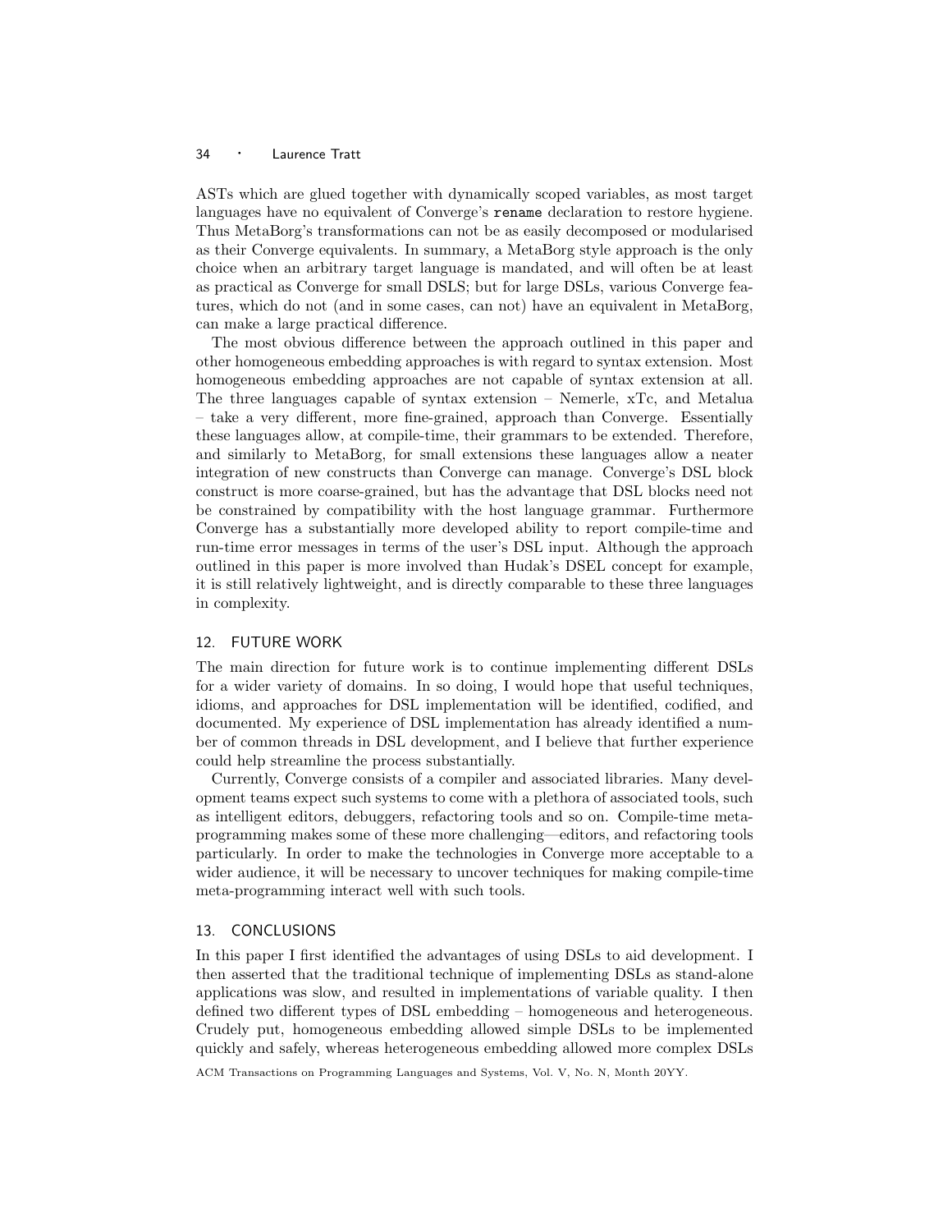ASTs which are glued together with dynamically scoped variables, as most target languages have no equivalent of Converge's `rename` declaration to restore hygiene. Thus MetaBorg's transformations can not be as easily decomposed or modularised as their Converge equivalents. In summary, a MetaBorg style approach is the only choice when an arbitrary target language is mandated, and will often be at least as practical as Converge for small DSLS; but for large DSLs, various Converge features, which do not (and in some cases, can not) have an equivalent in MetaBorg, can make a large practical difference.

The most obvious difference between the approach outlined in this paper and other homogeneous embedding approaches is with regard to syntax extension. Most homogeneous embedding approaches are not capable of syntax extension at all. The three languages capable of syntax extension – Nemerle, xTc, and Metalua – take a very different, more fine-grained, approach than Converge. Essentially these languages allow, at compile-time, their grammars to be extended. Therefore, and similarly to MetaBorg, for small extensions these languages allow a neater integration of new constructs than Converge can manage. Converge's DSL block construct is more coarse-grained, but has the advantage that DSL blocks need not be constrained by compatibility with the host language grammar. Furthermore Converge has a substantially more developed ability to report compile-time and run-time error messages in terms of the user's DSL input. Although the approach outlined in this paper is more involved than Hudak's DSEL concept for example, it is still relatively lightweight, and is directly comparable to these three languages in complexity.

## 12. FUTURE WORK

The main direction for future work is to continue implementing different DSLs for a wider variety of domains. In so doing, I would hope that useful techniques, idioms, and approaches for DSL implementation will be identified, codified, and documented. My experience of DSL implementation has already identified a number of common threads in DSL development, and I believe that further experience could help streamline the process substantially.

Currently, Converge consists of a compiler and associated libraries. Many development teams expect such systems to come with a plethora of associated tools, such as intelligent editors, debuggers, refactoring tools and so on. Compile-time meta-programming makes some of these more challenging—editors, and refactoring tools particularly. In order to make the technologies in Converge more acceptable to a wider audience, it will be necessary to uncover techniques for making compile-time meta-programming interact well with such tools.

## 13. CONCLUSIONS

In this paper I first identified the advantages of using DSLs to aid development. I then asserted that the traditional technique of implementing DSLs as stand-alone applications was slow, and resulted in implementations of variable quality. I then defined two different types of DSL embedding – homogeneous and heterogeneous. Crudely put, homogeneous embedding allowed simple DSLs to be implemented quickly and safely, whereas heterogeneous embedding allowed more complex DSLs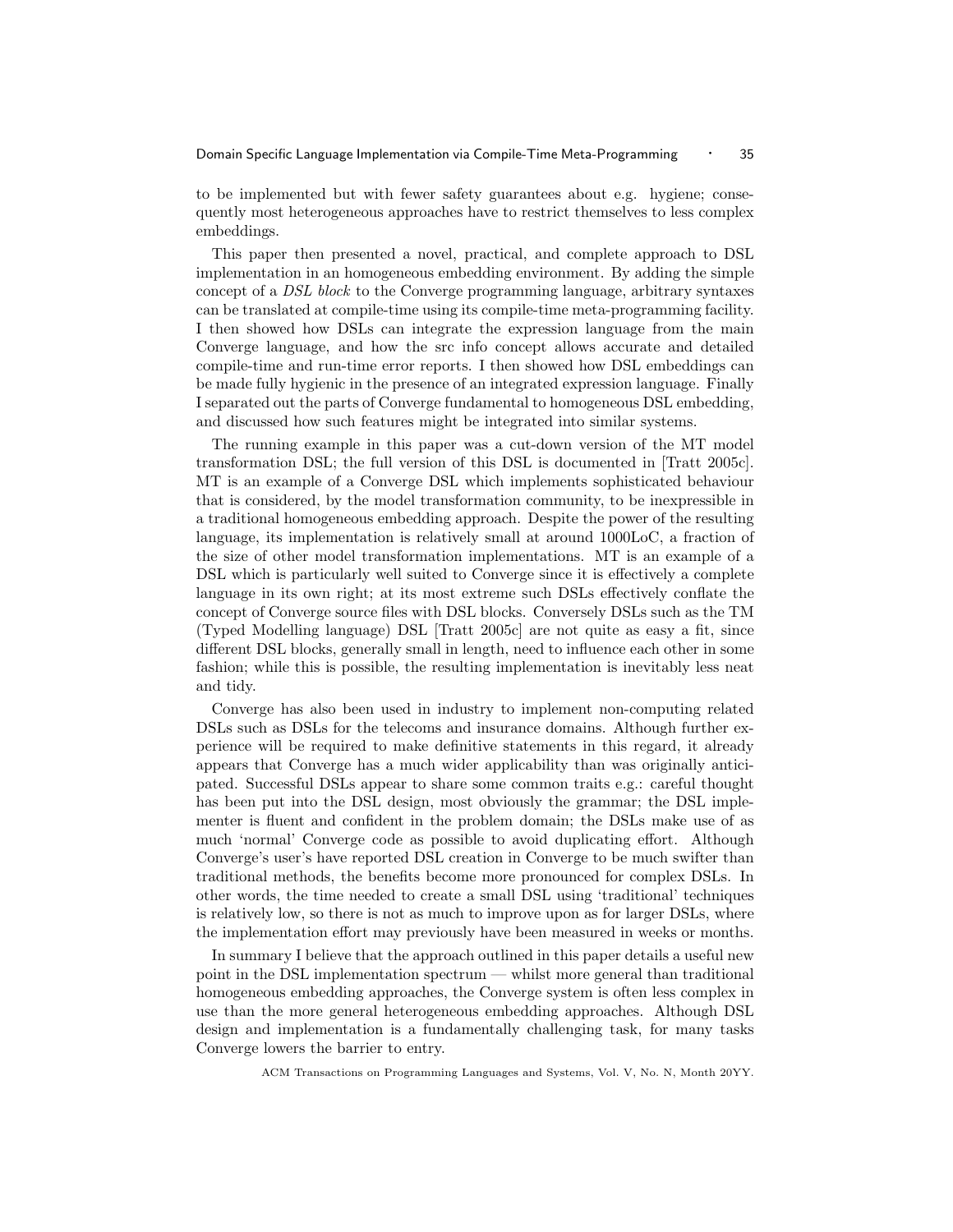to be implemented but with fewer safety guarantees about e.g. hygiene; consequently most heterogeneous approaches have to restrict themselves to less complex embeddings.

This paper then presented a novel, practical, and complete approach to DSL implementation in an homogeneous embedding environment. By adding the simple concept of a *DSL block* to the Converge programming language, arbitrary syntaxes can be translated at compile-time using its compile-time meta-programming facility. I then showed how DSLs can integrate the expression language from the main Converge language, and how the src info concept allows accurate and detailed compile-time and run-time error reports. I then showed how DSL embeddings can be made fully hygienic in the presence of an integrated expression language. Finally I separated out the parts of Converge fundamental to homogeneous DSL embedding, and discussed how such features might be integrated into similar systems.

The running example in this paper was a cut-down version of the MT model transformation DSL; the full version of this DSL is documented in [Tratt 2005c]. MT is an example of a Converge DSL which implements sophisticated behaviour that is considered, by the model transformation community, to be inexpressible in a traditional homogeneous embedding approach. Despite the power of the resulting language, its implementation is relatively small at around 1000LoC, a fraction of the size of other model transformation implementations. MT is an example of a DSL which is particularly well suited to Converge since it is effectively a complete language in its own right; at its most extreme such DSLs effectively conflate the concept of Converge source files with DSL blocks. Conversely DSLs such as the TM (Typed Modelling language) DSL [Tratt 2005c] are not quite as easy a fit, since different DSL blocks, generally small in length, need to influence each other in some fashion; while this is possible, the resulting implementation is inevitably less neat and tidy.

Converge has also been used in industry to implement non-computing related DSLs such as DSLs for the telecoms and insurance domains. Although further experience will be required to make definitive statements in this regard, it already appears that Converge has a much wider applicability than was originally anticipated. Successful DSLs appear to share some common traits e.g.: careful thought has been put into the DSL design, most obviously the grammar; the DSL implementer is fluent and confident in the problem domain; the DSLs make use of as much 'normal' Converge code as possible to avoid duplicating effort. Although Converge's user's have reported DSL creation in Converge to be much swifter than traditional methods, the benefits become more pronounced for complex DSLs. In other words, the time needed to create a small DSL using 'traditional' techniques is relatively low, so there is not as much to improve upon as for larger DSLs, where the implementation effort may previously have been measured in weeks or months.

In summary I believe that the approach outlined in this paper details a useful new point in the DSL implementation spectrum — whilst more general than traditional homogeneous embedding approaches, the Converge system is often less complex in use than the more general heterogeneous embedding approaches. Although DSL design and implementation is a fundamentally challenging task, for many tasks Converge lowers the barrier to entry.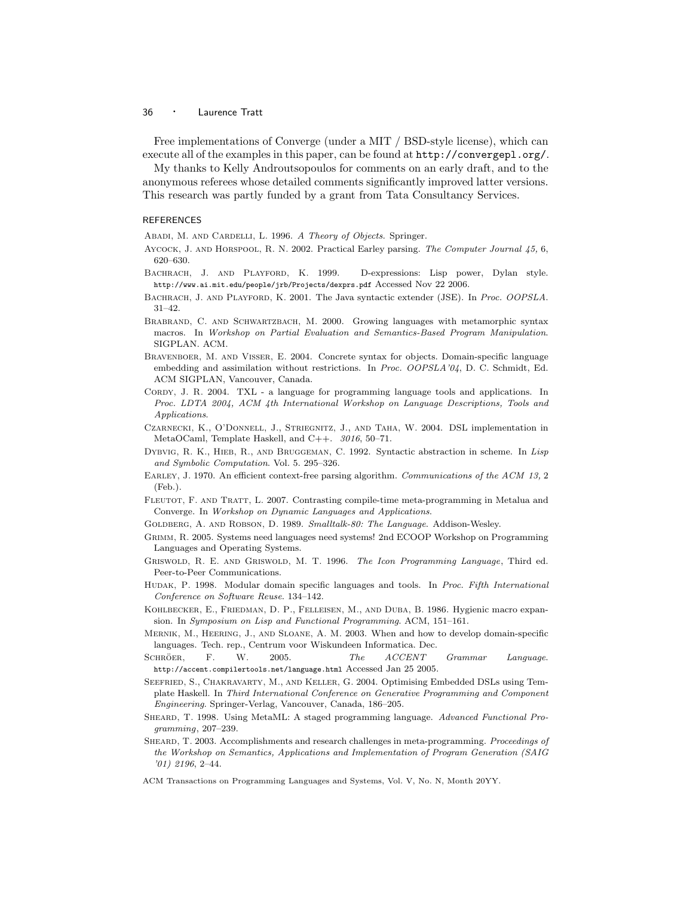Free implementations of Converge (under a MIT / BSD-style license), which can execute all of the examples in this paper, can be found at `http://convergepl.org/`.

My thanks to Kelly Androutsopoulos for comments on an early draft, and to the anonymous referees whose detailed comments significantly improved latter versions. This research was partly funded by a grant from Tata Consultancy Services.

## REFERENCES

Abadi, M. and Cardelli, L. 1996. *A Theory of Objects*. Springer.

Aycock, J. and Horspool, R. N. 2002. Practical Earley parsing. *The Computer Journal 45,* 6, 620–630.

Bachrach, J. and Playford, K. 1999. D-expressions: Lisp power, Dylan style. `http://www.ai.mit.edu/people/jrb/Projects/dexprs.pdf` Accessed Nov 22 2006.

Bachrach, J. and Playford, K. 2001. The Java syntactic extender (JSE). In *Proc. OOPSLA*. 31–42.

Brabrand, C. and Schwartzbach, M. 2000. Growing languages with metamorphic syntax macros. In *Workshop on Partial Evaluation and Semantics-Based Program Manipulation*. SIGPLAN. ACM.

Bravenboer, M. and Visser, E. 2004. Concrete syntax for objects. Domain-specific language embedding and assimilation without restrictions. In *Proc. OOPSLA'04*, D. C. Schmidt, Ed. ACM SIGPLAN, Vancouver, Canada.

Cordy, J. R. 2004. TXL - a language for programming language tools and applications. In *Proc. LDTA 2004, ACM 4th International Workshop on Language Descriptions, Tools and Applications*.

Czarnecki, K., O'Donnell, J., Striegnitz, J., and Taha, W. 2004. DSL implementation in MetaOCaml, Template Haskell, and C++. *3016*, 50–71.

Dybvig, R. K., Hieb, R., and Bruggeman, C. 1992. Syntactic abstraction in scheme. In *Lisp and Symbolic Computation*. Vol. 5. 295–326.

Earley, J. 1970. An efficient context-free parsing algorithm. *Communications of the ACM 13,* 2 (Feb.).

Fleutot, F. and Tratt, L. 2007. Contrasting compile-time meta-programming in Metalua and Converge. In *Workshop on Dynamic Languages and Applications*.

Goldberg, A. and Robson, D. 1989. *Smalltalk-80: The Language*. Addison-Wesley.

Grimm, R. 2005. Systems need languages need systems! 2nd ECOOP Workshop on Programming Languages and Operating Systems.

Griswold, R. E. and Griswold, M. T. 1996. *The Icon Programming Language*, Third ed. Peer-to-Peer Communications.

Hudak, P. 1998. Modular domain specific languages and tools. In *Proc. Fifth International Conference on Software Reuse*. 134–142.

Kohlbecker, E., Friedman, D. P., Felleisen, M., and Duba, B. 1986. Hygienic macro expansion. In *Symposium on Lisp and Functional Programming*. ACM, 151–161.

Mernik, M., Heering, J., and Sloane, A. M. 2003. When and how to develop domain-specific languages. Tech. rep., Centrum voor Wiskundeen Informatica. Dec.

Schröer, F. W. 2005. *The ACCENT Grammar Language*. `http://accent.compilertools.net/language.html` Accessed Jan 25 2005.

Seefried, S., Chakravarty, M., and Keller, G. 2004. Optimising Embedded DSLs using Template Haskell. In *Third International Conference on Generative Programming and Component Engineering*. Springer-Verlag, Vancouver, Canada, 186–205.

Sheard, T. 1998. Using MetaML: A staged programming language. *Advanced Functional Programming*, 207–239.

Sheard, T. 2003. Accomplishments and research challenges in meta-programming. *Proceedings of the Workshop on Semantics, Applications and Implementation of Program Generation (SAIG '01) 2196*, 2–44.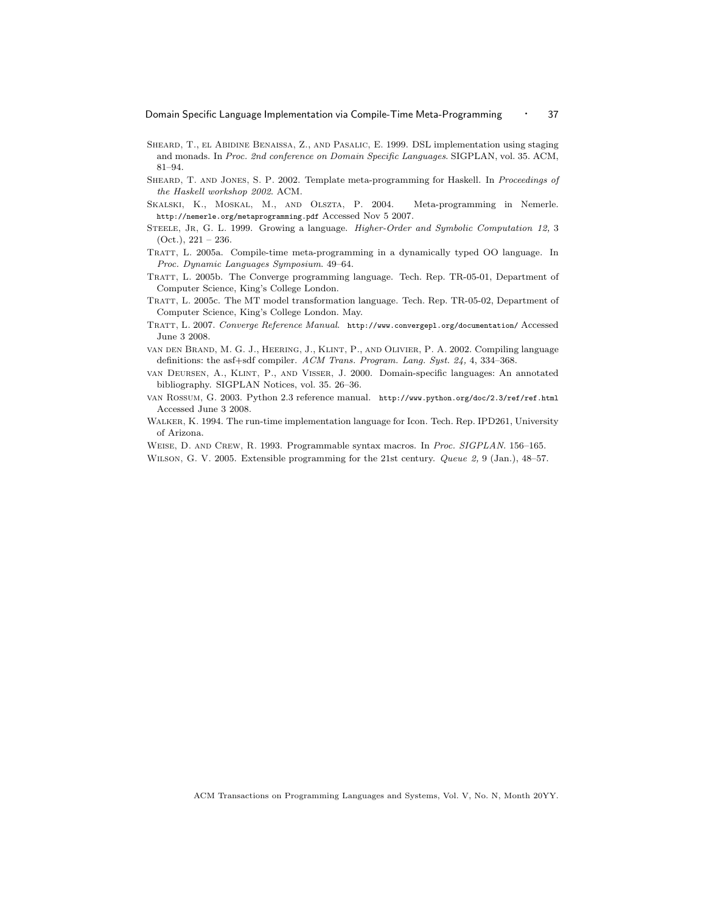Sheard, T., el Abidine Benaissa, Z., and Pasalic, E. 1999. DSL implementation using staging and monads. In *Proc. 2nd conference on Domain Specific Languages*. SIGPLAN, vol. 35. ACM, 81–94.

Sheard, T. and Jones, S. P. 2002. Template meta-programming for Haskell. In *Proceedings of the Haskell workshop 2002*. ACM.

Skalski, K., Moskal, M., and Olszta, P. 2004. Meta-programming in Nemerle. `http://nemerle.org/metaprogramming.pdf` Accessed Nov 5 2007.

Steele, Jr, G. L. 1999. Growing a language. *Higher-Order and Symbolic Computation 12,* 3 (Oct.), 221 – 236.

Tratt, L. 2005a. Compile-time meta-programming in a dynamically typed OO language. In *Proc. Dynamic Languages Symposium*. 49–64.

Tratt, L. 2005b. The Converge programming language. Tech. Rep. TR-05-01, Department of Computer Science, King's College London.

Tratt, L. 2005c. The MT model transformation language. Tech. Rep. TR-05-02, Department of Computer Science, King's College London. May.

Tratt, L. 2007. *Converge Reference Manual*. `http://www.convergepl.org/documentation/` Accessed June 3 2008.

van den Brand, M. G. J., Heering, J., Klint, P., and Olivier, P. A. 2002. Compiling language definitions: the asf+sdf compiler. *ACM Trans. Program. Lang. Syst. 24,* 4, 334–368.

van Deursen, A., Klint, P., and Visser, J. 2000. Domain-specific languages: An annotated bibliography. SIGPLAN Notices, vol. 35. 26–36.

van Rossum, G. 2003. Python 2.3 reference manual. `http://www.python.org/doc/2.3/ref/ref.html` Accessed June 3 2008.

Walker, K. 1994. The run-time implementation language for Icon. Tech. Rep. IPD261, University of Arizona.

Weise, D. and Crew, R. 1993. Programmable syntax macros. In *Proc. SIGPLAN*. 156–165.

Wilson, G. V. 2005. Extensible programming for the 21st century. *Queue 2,* 9 (Jan.), 48–57.